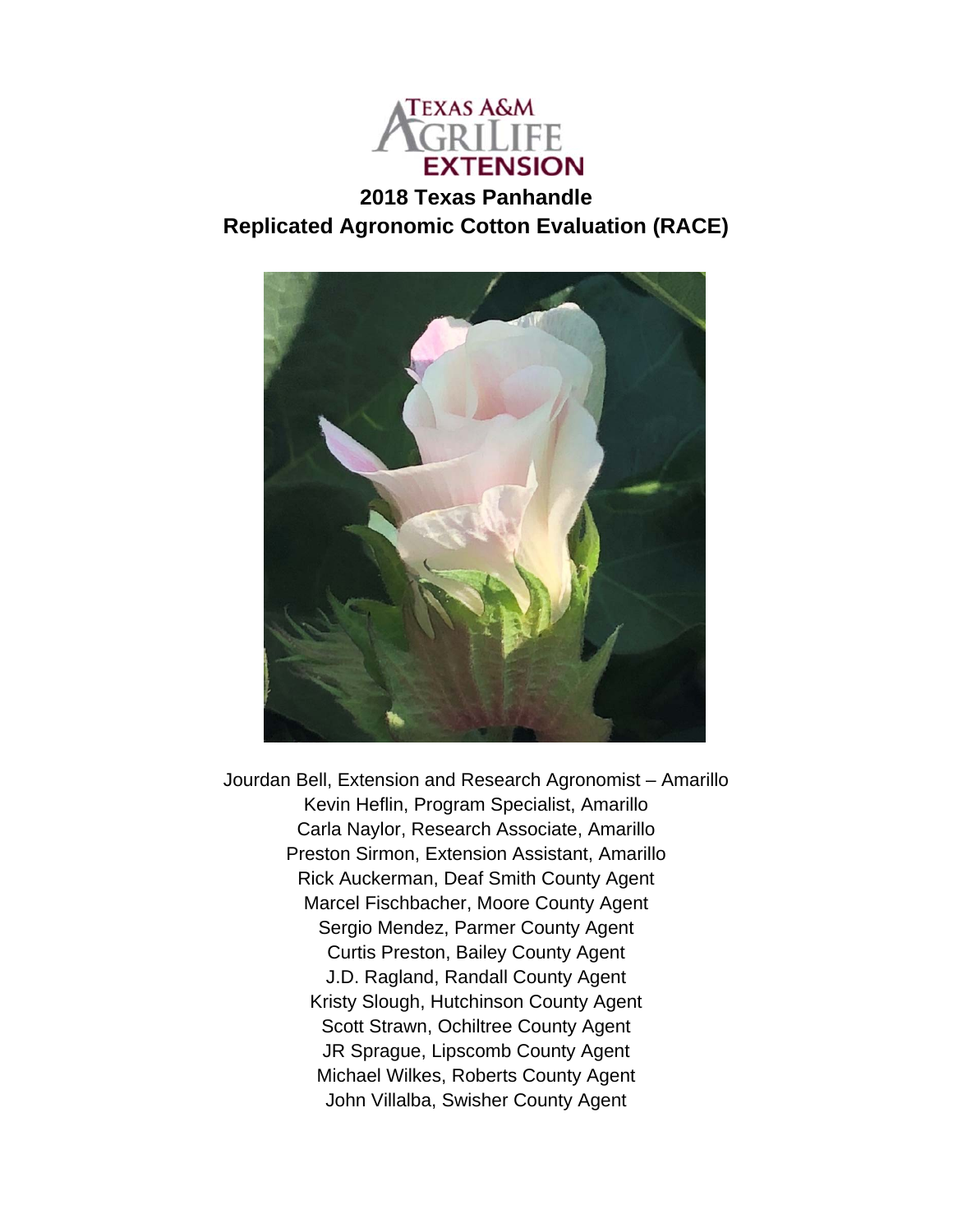TEXAS A&M AGRILIFE EXTENSION

# 2018 Texas Panhandle
# Replicated Agronomic Cotton Evaluation (RACE)

Jourdan Bell, Extension and Research Agronomist – Amarillo
Kevin Heflin, Program Specialist, Amarillo
Carla Naylor, Research Associate, Amarillo
Preston Sirmon, Extension Assistant, Amarillo
Rick Auckerman, Deaf Smith County Agent
Marcel Fischbacher, Moore County Agent
Sergio Mendez, Parmer County Agent
Curtis Preston, Bailey County Agent
J.D. Ragland, Randall County Agent
Kristy Slough, Hutchinson County Agent
Scott Strawn, Ochiltree County Agent
JR Sprague, Lipscomb County Agent
Michael Wilkes, Roberts County Agent
John Villalba, Swisher County Agent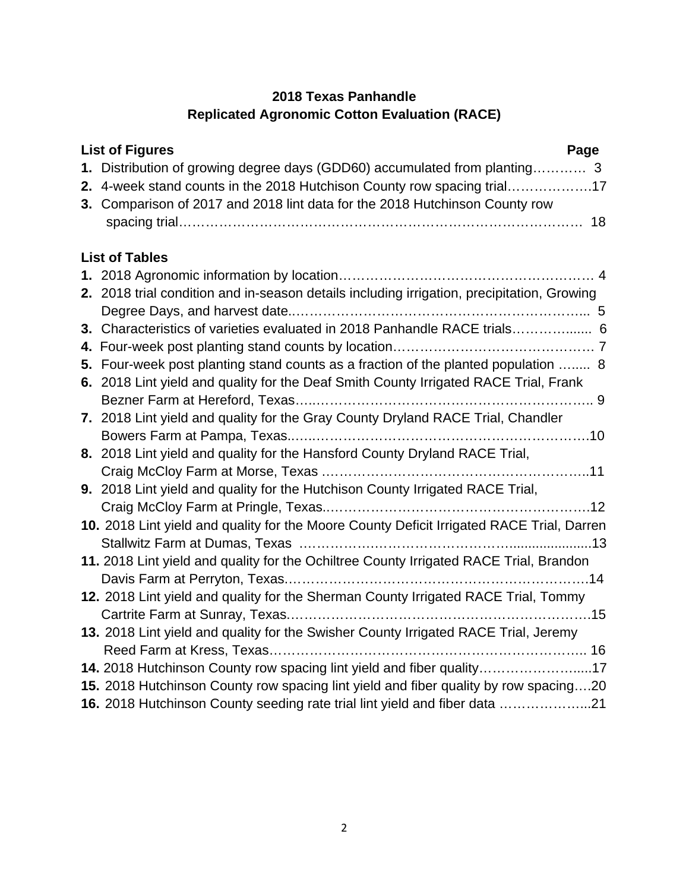## 2018 Texas Panhandle
## Replicated Agronomic Cotton Evaluation (RACE)

**List of Figures** **Page**

**1.** Distribution of growing degree days (GDD60) accumulated from planting………… 3

**2.** 4-week stand counts in the 2018 Hutchison County row spacing trial……………….17

**3.** Comparison of 2017 and 2018 lint data for the 2018 Hutchinson County row spacing trial…………………………………………………………………………… 18

**List of Tables**

**1.** 2018 Agronomic information by location………………………………………………… 4

**2.** 2018 trial condition and in-season details including irrigation, precipitation, Growing Degree Days, and harvest date.……………………………………………………….. 5

**3.** Characteristics of varieties evaluated in 2018 Panhandle RACE trials…………....... 6

**4.** Four-week post planting stand counts by location……………………………………… 7

**5.** Four-week post planting stand counts as a fraction of the planted population …..... 8

**6.** 2018 Lint yield and quality for the Deaf Smith County Irrigated RACE Trial, Frank Bezner Farm at Hereford, Texas….…………………………………………………….. 9

**7.** 2018 Lint yield and quality for the Gray County Dryland RACE Trial, Chandler Bowers Farm at Pampa, Texas..…………………………………………………….…10

**8.** 2018 Lint yield and quality for the Hansford County Dryland RACE Trial, Craig McCloy Farm at Morse, Texas ……………………………………………………..11

**9.** 2018 Lint yield and quality for the Hutchison County Irrigated RACE Trial, Craig McCloy Farm at Pringle, Texas..…………………………………………………….12

**10.** 2018 Lint yield and quality for the Moore County Deficit Irrigated RACE Trial, Darren Stallwitz Farm at Dumas, Texas ………………………………………......................13

**11.** 2018 Lint yield and quality for the Ochiltree County Irrigated RACE Trial, Brandon Davis Farm at Perryton, Texas.……………………………………………………….14

**12.** 2018 Lint yield and quality for the Sherman County Irrigated RACE Trial, Tommy Cartrite Farm at Sunray, Texas.…………………………………………………………15

**13.** 2018 Lint yield and quality for the Swisher County Irrigated RACE Trial, Jeremy Reed Farm at Kress, Texas……………………………………………………………. 16

**14.** 2018 Hutchinson County row spacing lint yield and fiber quality…………………....17

**15.** 2018 Hutchinson County row spacing lint yield and fiber quality by row spacing….20

**16.** 2018 Hutchinson County seeding rate trial lint yield and fiber data ………………...21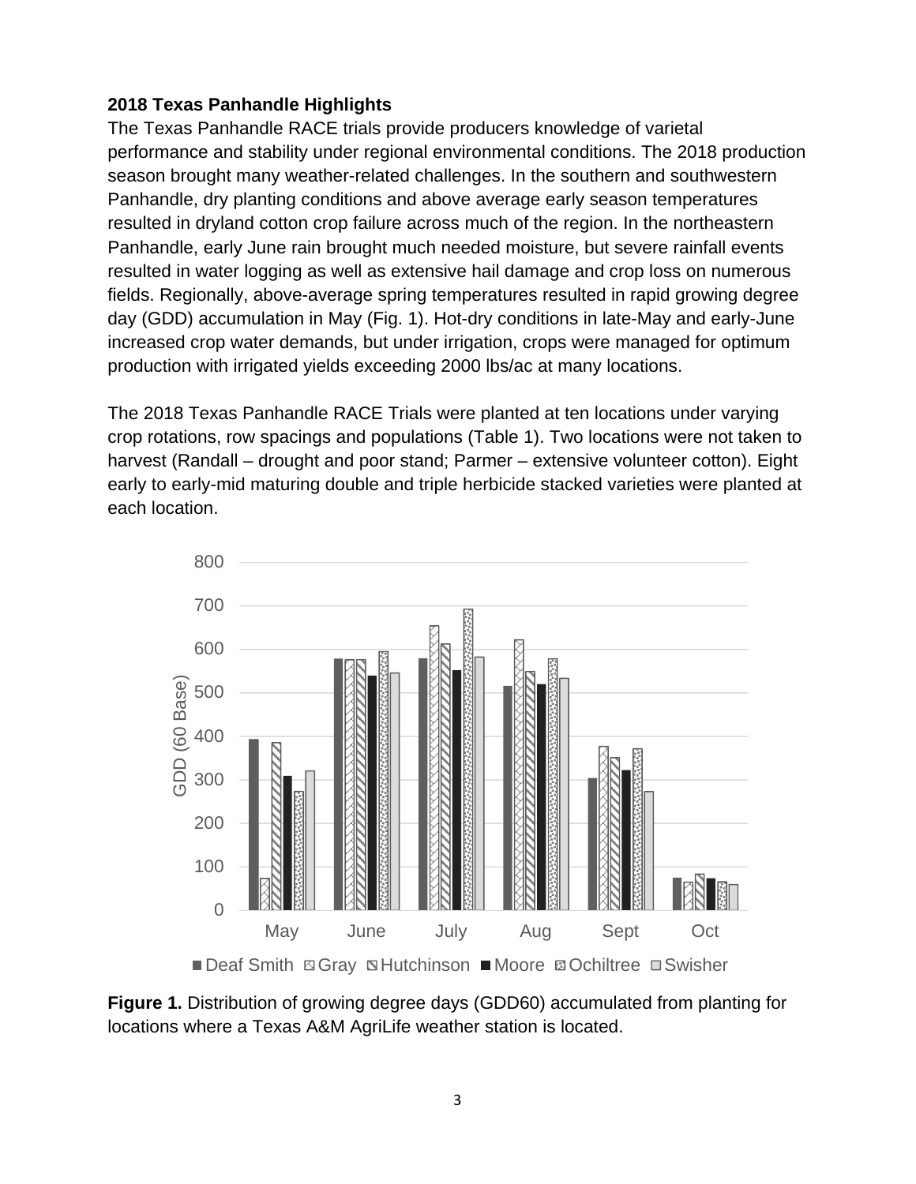**2018 Texas Panhandle Highlights**

The Texas Panhandle RACE trials provide producers knowledge of varietal performance and stability under regional environmental conditions. The 2018 production season brought many weather-related challenges. In the southern and southwestern Panhandle, dry planting conditions and above average early season temperatures resulted in dryland cotton crop failure across much of the region. In the northeastern Panhandle, early June rain brought much needed moisture, but severe rainfall events resulted in water logging as well as extensive hail damage and crop loss on numerous fields. Regionally, above-average spring temperatures resulted in rapid growing degree day (GDD) accumulation in May (Fig. 1). Hot-dry conditions in late-May and early-June increased crop water demands, but under irrigation, crops were managed for optimum production with irrigated yields exceeding 2000 lbs/ac at many locations.

The 2018 Texas Panhandle RACE Trials were planted at ten locations under varying crop rotations, row spacings and populations (Table 1). Two locations were not taken to harvest (Randall – drought and poor stand; Parmer – extensive volunteer cotton). Eight early to early-mid maturing double and triple herbicide stacked varieties were planted at each location.

**Figure 1.** Distribution of growing degree days (GDD60) accumulated from planting for locations where a Texas A&M AgriLife weather station is located.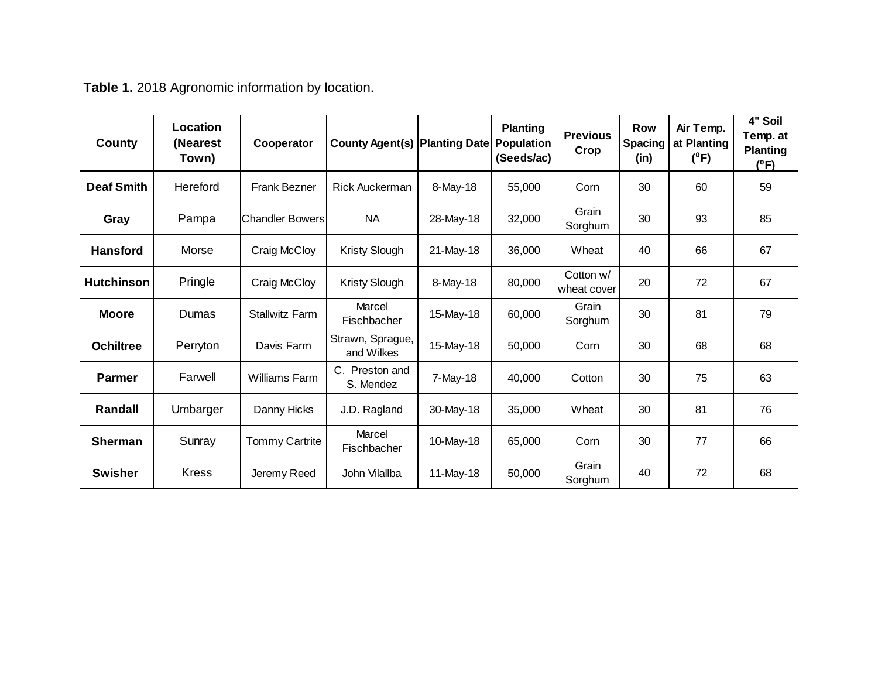**Table 1.** 2018 Agronomic information by location.

| County | Location (Nearest Town) | Cooperator | County Agent(s) | Planting Date | Planting Population (Seeds/ac) | Previous Crop | Row Spacing (in) | Air Temp. at Planting ($^0$F) | 4" Soil Temp. at Planting ($^0$F) |
|---|---|---|---|---|---|---|---|---|---|
| **Deaf Smith** | Hereford | Frank Bezner | Rick Auckerman | 8-May-18 | 55,000 | Corn | 30 | 60 | 59 |
| **Gray** | Pampa | Chandler Bowers | NA | 28-May-18 | 32,000 | Grain Sorghum | 30 | 93 | 85 |
| **Hansford** | Morse | Craig McCloy | Kristy Slough | 21-May-18 | 36,000 | Wheat | 40 | 66 | 67 |
| **Hutchinson** | Pringle | Craig McCloy | Kristy Slough | 8-May-18 | 80,000 | Cotton w/ wheat cover | 20 | 72 | 67 |
| **Moore** | Dumas | Stallwitz Farm | Marcel Fischbacher | 15-May-18 | 60,000 | Grain Sorghum | 30 | 81 | 79 |
| **Ochiltree** | Perryton | Davis Farm | Strawn, Sprague, and Wilkes | 15-May-18 | 50,000 | Corn | 30 | 68 | 68 |
| **Parmer** | Farwell | Williams Farm | C. Preston and S. Mendez | 7-May-18 | 40,000 | Cotton | 30 | 75 | 63 |
| **Randall** | Umbarger | Danny Hicks | J.D. Ragland | 30-May-18 | 35,000 | Wheat | 30 | 81 | 76 |
| **Sherman** | Sunray | Tommy Cartrite | Marcel Fischbacher | 10-May-18 | 65,000 | Corn | 30 | 77 | 66 |
| **Swisher** | Kress | Jeremy Reed | John Vilallba | 11-May-18 | 50,000 | Grain Sorghum | 40 | 72 | 68 |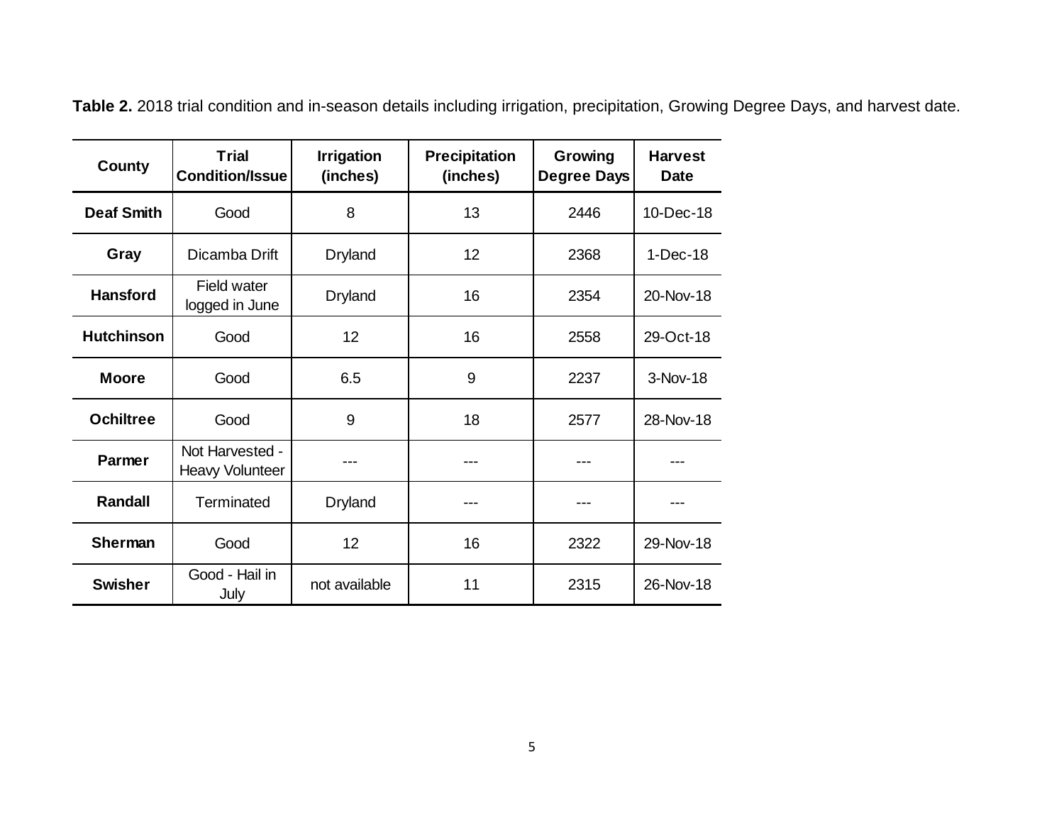**Table 2.** 2018 trial condition and in-season details including irrigation, precipitation, Growing Degree Days, and harvest date.

| County | Trial Condition/Issue | Irrigation (inches) | Precipitation (inches) | Growing Degree Days | Harvest Date |
|---|---|---|---|---|---|
| **Deaf Smith** | Good | 8 | 13 | 2446 | 10-Dec-18 |
| **Gray** | Dicamba Drift | Dryland | 12 | 2368 | 1-Dec-18 |
| **Hansford** | Field water logged in June | Dryland | 16 | 2354 | 20-Nov-18 |
| **Hutchinson** | Good | 12 | 16 | 2558 | 29-Oct-18 |
| **Moore** | Good | 6.5 | 9 | 2237 | 3-Nov-18 |
| **Ochiltree** | Good | 9 | 18 | 2577 | 28-Nov-18 |
| **Parmer** | Not Harvested - Heavy Volunteer | --- | --- | --- | --- |
| **Randall** | Terminated | Dryland | --- | --- | --- |
| **Sherman** | Good | 12 | 16 | 2322 | 29-Nov-18 |
| **Swisher** | Good - Hail in July | not available | 11 | 2315 | 26-Nov-18 |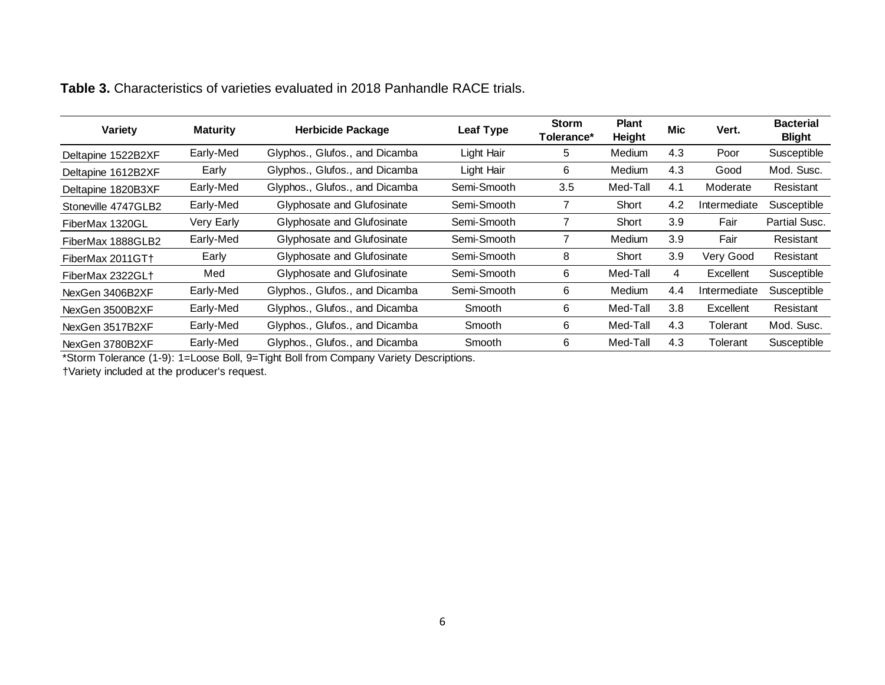**Table 3.** Characteristics of varieties evaluated in 2018 Panhandle RACE trials.

| Variety | Maturity | Herbicide Package | Leaf Type | Storm Tolerance* | Plant Height | Mic | Vert. | Bacterial Blight |
|---|---|---|---|---|---|---|---|---|
| Deltapine 1522B2XF | Early-Med | Glyphos., Glufos., and Dicamba | Light Hair | 5 | Medium | 4.3 | Poor | Susceptible |
| Deltapine 1612B2XF | Early | Glyphos., Glufos., and Dicamba | Light Hair | 6 | Medium | 4.3 | Good | Mod. Susc. |
| Deltapine 1820B3XF | Early-Med | Glyphos., Glufos., and Dicamba | Semi-Smooth | 3.5 | Med-Tall | 4.1 | Moderate | Resistant |
| Stoneville 4747GLB2 | Early-Med | Glyphosate and Glufosinate | Semi-Smooth | 7 | Short | 4.2 | Intermediate | Susceptible |
| FiberMax 1320GL | Very Early | Glyphosate and Glufosinate | Semi-Smooth | 7 | Short | 3.9 | Fair | Partial Susc. |
| FiberMax 1888GLB2 | Early-Med | Glyphosate and Glufosinate | Semi-Smooth | 7 | Medium | 3.9 | Fair | Resistant |
| FiberMax 2011GT† | Early | Glyphosate and Glufosinate | Semi-Smooth | 8 | Short | 3.9 | Very Good | Resistant |
| FiberMax 2322GL† | Med | Glyphosate and Glufosinate | Semi-Smooth | 6 | Med-Tall | 4 | Excellent | Susceptible |
| NexGen 3406B2XF | Early-Med | Glyphos., Glufos., and Dicamba | Semi-Smooth | 6 | Medium | 4.4 | Intermediate | Susceptible |
| NexGen 3500B2XF | Early-Med | Glyphos., Glufos., and Dicamba | Smooth | 6 | Med-Tall | 3.8 | Excellent | Resistant |
| NexGen 3517B2XF | Early-Med | Glyphos., Glufos., and Dicamba | Smooth | 6 | Med-Tall | 4.3 | Tolerant | Mod. Susc. |
| NexGen 3780B2XF | Early-Med | Glyphos., Glufos., and Dicamba | Smooth | 6 | Med-Tall | 4.3 | Tolerant | Susceptible |

*Storm Tolerance (1-9): 1=Loose Boll, 9=Tight Boll from Company Variety Descriptions.

†Variety included at the producer's request.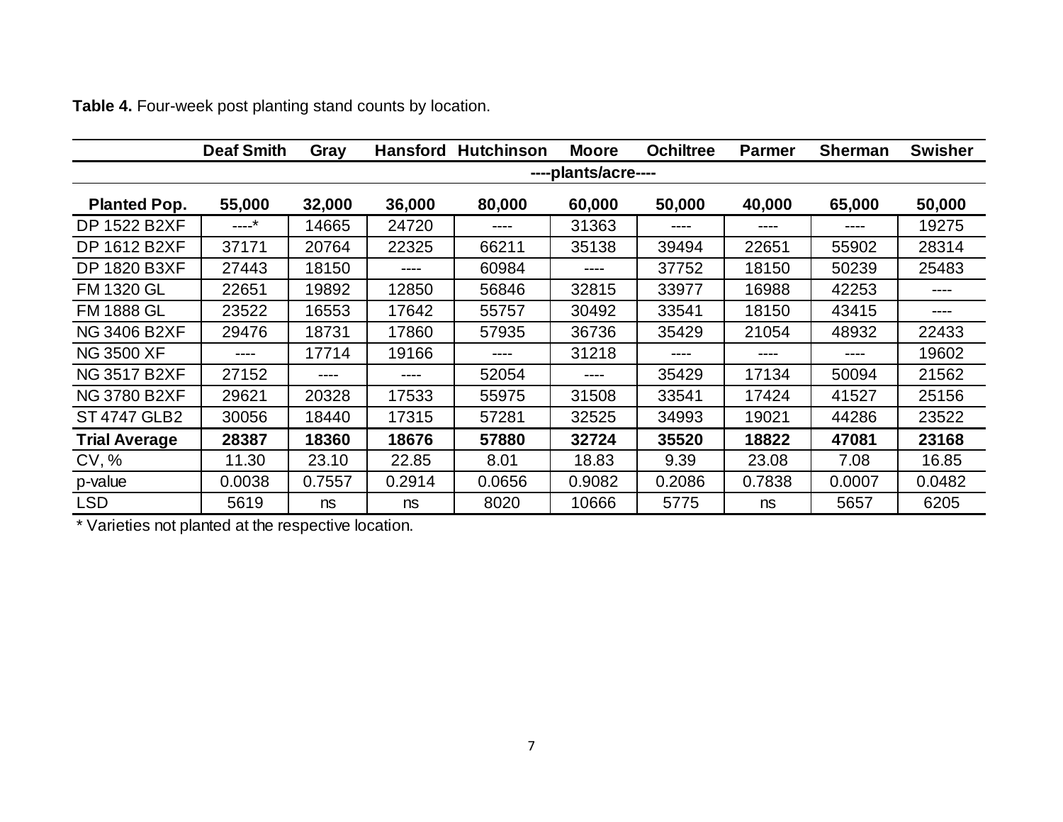**Table 4.** Four-week post planting stand counts by location.

| | Deaf Smith | Gray | Hansford | Hutchinson | Moore | Ochiltree | Parmer | Sherman | Swisher |
|---|---|---|---|---|---|---|---|---|---|
| | ----plants/acre---- | | | | | | | | |
| **Planted Pop.** | **55,000** | **32,000** | **36,000** | **80,000** | **60,000** | **50,000** | **40,000** | **65,000** | **50,000** |
| DP 1522 B2XF | ----* | 14665 | 24720 | ---- | 31363 | ---- | ---- | ---- | 19275 |
| DP 1612 B2XF | 37171 | 20764 | 22325 | 66211 | 35138 | 39494 | 22651 | 55902 | 28314 |
| DP 1820 B3XF | 27443 | 18150 | ---- | 60984 | ---- | 37752 | 18150 | 50239 | 25483 |
| FM 1320 GL | 22651 | 19892 | 12850 | 56846 | 32815 | 33977 | 16988 | 42253 | ---- |
| FM 1888 GL | 23522 | 16553 | 17642 | 55757 | 30492 | 33541 | 18150 | 43415 | ---- |
| NG 3406 B2XF | 29476 | 18731 | 17860 | 57935 | 36736 | 35429 | 21054 | 48932 | 22433 |
| NG 3500 XF | ---- | 17714 | 19166 | ---- | 31218 | ---- | ---- | ---- | 19602 |
| NG 3517 B2XF | 27152 | ---- | ---- | 52054 | ---- | 35429 | 17134 | 50094 | 21562 |
| NG 3780 B2XF | 29621 | 20328 | 17533 | 55975 | 31508 | 33541 | 17424 | 41527 | 25156 |
| ST 4747 GLB2 | 30056 | 18440 | 17315 | 57281 | 32525 | 34993 | 19021 | 44286 | 23522 |
| **Trial Average** | **28387** | **18360** | **18676** | **57880** | **32724** | **35520** | **18822** | **47081** | **23168** |
| CV, % | 11.30 | 23.10 | 22.85 | 8.01 | 18.83 | 9.39 | 23.08 | 7.08 | 16.85 |
| p-value | 0.0038 | 0.7557 | 0.2914 | 0.0656 | 0.9082 | 0.2086 | 0.7838 | 0.0007 | 0.0482 |
| LSD | 5619 | ns | ns | 8020 | 10666 | 5775 | ns | 5657 | 6205 |

* Varieties not planted at the respective location.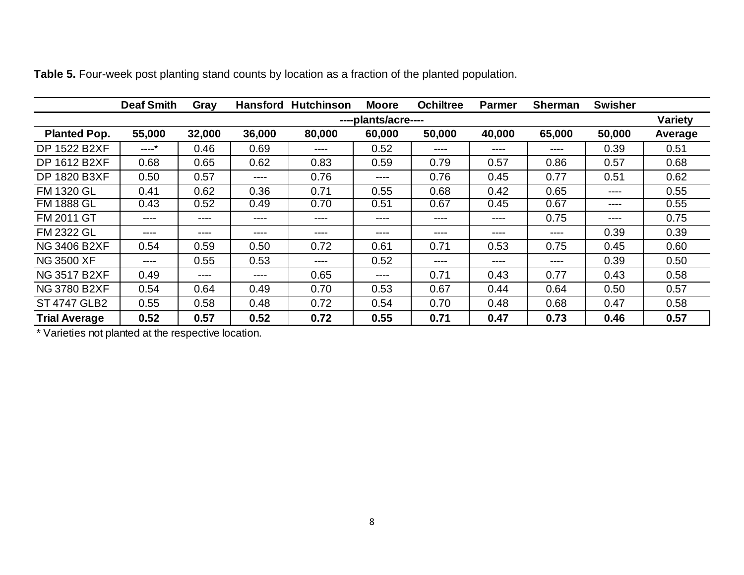**Table 5.** Four-week post planting stand counts by location as a fraction of the planted population.

| | Deaf Smith | Gray | Hansford | Hutchinson | Moore | Ochiltree | Parmer | Sherman | Swisher | |
|---|---|---|---|---|---|---|---|---|---|---|
| | ----plants/acre---- | | | | | | | | | Variety |
| **Planted Pop.** | **55,000** | **32,000** | **36,000** | **80,000** | **60,000** | **50,000** | **40,000** | **65,000** | **50,000** | **Average** |
| DP 1522 B2XF | ----* | 0.46 | 0.69 | ---- | 0.52 | ---- | ---- | ---- | 0.39 | 0.51 |
| DP 1612 B2XF | 0.68 | 0.65 | 0.62 | 0.83 | 0.59 | 0.79 | 0.57 | 0.86 | 0.57 | 0.68 |
| DP 1820 B3XF | 0.50 | 0.57 | ---- | 0.76 | ---- | 0.76 | 0.45 | 0.77 | 0.51 | 0.62 |
| FM 1320 GL | 0.41 | 0.62 | 0.36 | 0.71 | 0.55 | 0.68 | 0.42 | 0.65 | ---- | 0.55 |
| FM 1888 GL | 0.43 | 0.52 | 0.49 | 0.70 | 0.51 | 0.67 | 0.45 | 0.67 | ---- | 0.55 |
| FM 2011 GT | ---- | ---- | ---- | ---- | ---- | ---- | ---- | 0.75 | ---- | 0.75 |
| FM 2322 GL | ---- | ---- | ---- | ---- | ---- | ---- | ---- | ---- | 0.39 | 0.39 |
| NG 3406 B2XF | 0.54 | 0.59 | 0.50 | 0.72 | 0.61 | 0.71 | 0.53 | 0.75 | 0.45 | 0.60 |
| NG 3500 XF | ---- | 0.55 | 0.53 | ---- | 0.52 | ---- | ---- | ---- | 0.39 | 0.50 |
| NG 3517 B2XF | 0.49 | ---- | ---- | 0.65 | ---- | 0.71 | 0.43 | 0.77 | 0.43 | 0.58 |
| NG 3780 B2XF | 0.54 | 0.64 | 0.49 | 0.70 | 0.53 | 0.67 | 0.44 | 0.64 | 0.50 | 0.57 |
| ST 4747 GLB2 | 0.55 | 0.58 | 0.48 | 0.72 | 0.54 | 0.70 | 0.48 | 0.68 | 0.47 | 0.58 |
| **Trial Average** | **0.52** | **0.57** | **0.52** | **0.72** | **0.55** | **0.71** | **0.47** | **0.73** | **0.46** | **0.57** |

* Varieties not planted at the respective location.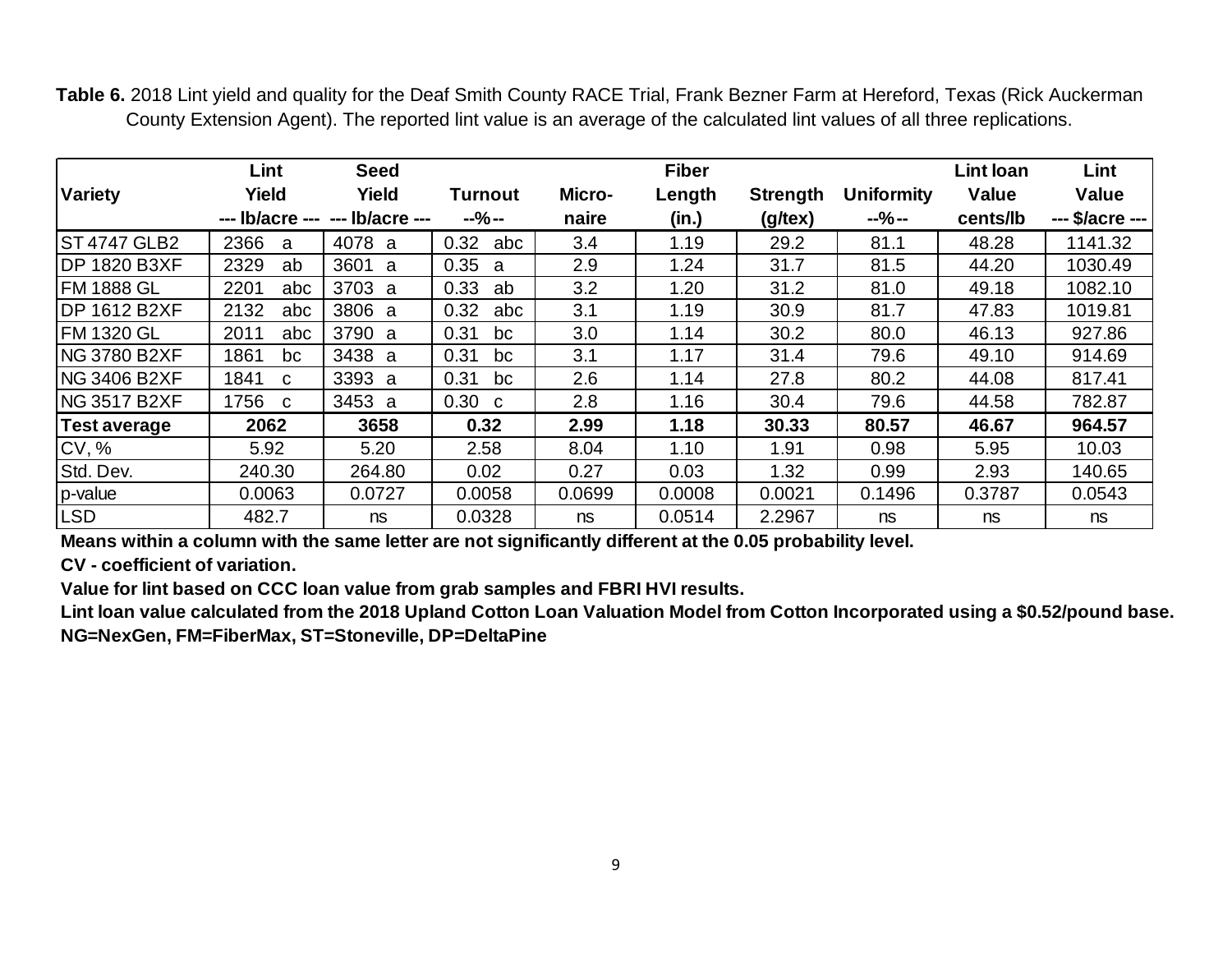**Table 6.** 2018 Lint yield and quality for the Deaf Smith County RACE Trial, Frank Bezner Farm at Hereford, Texas (Rick Auckerman County Extension Agent). The reported lint value is an average of the calculated lint values of all three replications.

| Variety | Lint Yield --- lb/acre --- | Seed Yield --- lb/acre --- | Turnout --%-- | Micro-naire | Fiber Length (in.) | Strength (g/tex) | Uniformity --%-- | Lint loan Value cents/lb | Lint Value --- $/acre --- |
|---|---|---|---|---|---|---|---|---|---|
| ST 4747 GLB2 | 2366 a | 4078 a | 0.32 abc | 3.4 | 1.19 | 29.2 | 81.1 | 48.28 | 1141.32 |
| DP 1820 B3XF | 2329 ab | 3601 a | 0.35 a | 2.9 | 1.24 | 31.7 | 81.5 | 44.20 | 1030.49 |
| FM 1888 GL | 2201 abc | 3703 a | 0.33 ab | 3.2 | 1.20 | 31.2 | 81.0 | 49.18 | 1082.10 |
| DP 1612 B2XF | 2132 abc | 3806 a | 0.32 abc | 3.1 | 1.19 | 30.9 | 81.7 | 47.83 | 1019.81 |
| FM 1320 GL | 2011 abc | 3790 a | 0.31 bc | 3.0 | 1.14 | 30.2 | 80.0 | 46.13 | 927.86 |
| NG 3780 B2XF | 1861 bc | 3438 a | 0.31 bc | 3.1 | 1.17 | 31.4 | 79.6 | 49.10 | 914.69 |
| NG 3406 B2XF | 1841 c | 3393 a | 0.31 bc | 2.6 | 1.14 | 27.8 | 80.2 | 44.08 | 817.41 |
| NG 3517 B2XF | 1756 c | 3453 a | 0.30 c | 2.8 | 1.16 | 30.4 | 79.6 | 44.58 | 782.87 |
| **Test average** | **2062** | **3658** | **0.32** | **2.99** | **1.18** | **30.33** | **80.57** | **46.67** | **964.57** |
| CV, % | 5.92 | 5.20 | 2.58 | 8.04 | 1.10 | 1.91 | 0.98 | 5.95 | 10.03 |
| Std. Dev. | 240.30 | 264.80 | 0.02 | 0.27 | 0.03 | 1.32 | 0.99 | 2.93 | 140.65 |
| p-value | 0.0063 | 0.0727 | 0.0058 | 0.0699 | 0.0008 | 0.0021 | 0.1496 | 0.3787 | 0.0543 |
| LSD | 482.7 | ns | 0.0328 | ns | 0.0514 | 2.2967 | ns | ns | ns |

**Means within a column with the same letter are not significantly different at the 0.05 probability level.**

**CV - coefficient of variation.**

**Value for lint based on CCC loan value from grab samples and FBRI HVI results.**

**Lint loan value calculated from the 2018 Upland Cotton Loan Valuation Model from Cotton Incorporated using a $0.52/pound base.**

**NG=NexGen, FM=FiberMax, ST=Stoneville, DP=DeltaPine**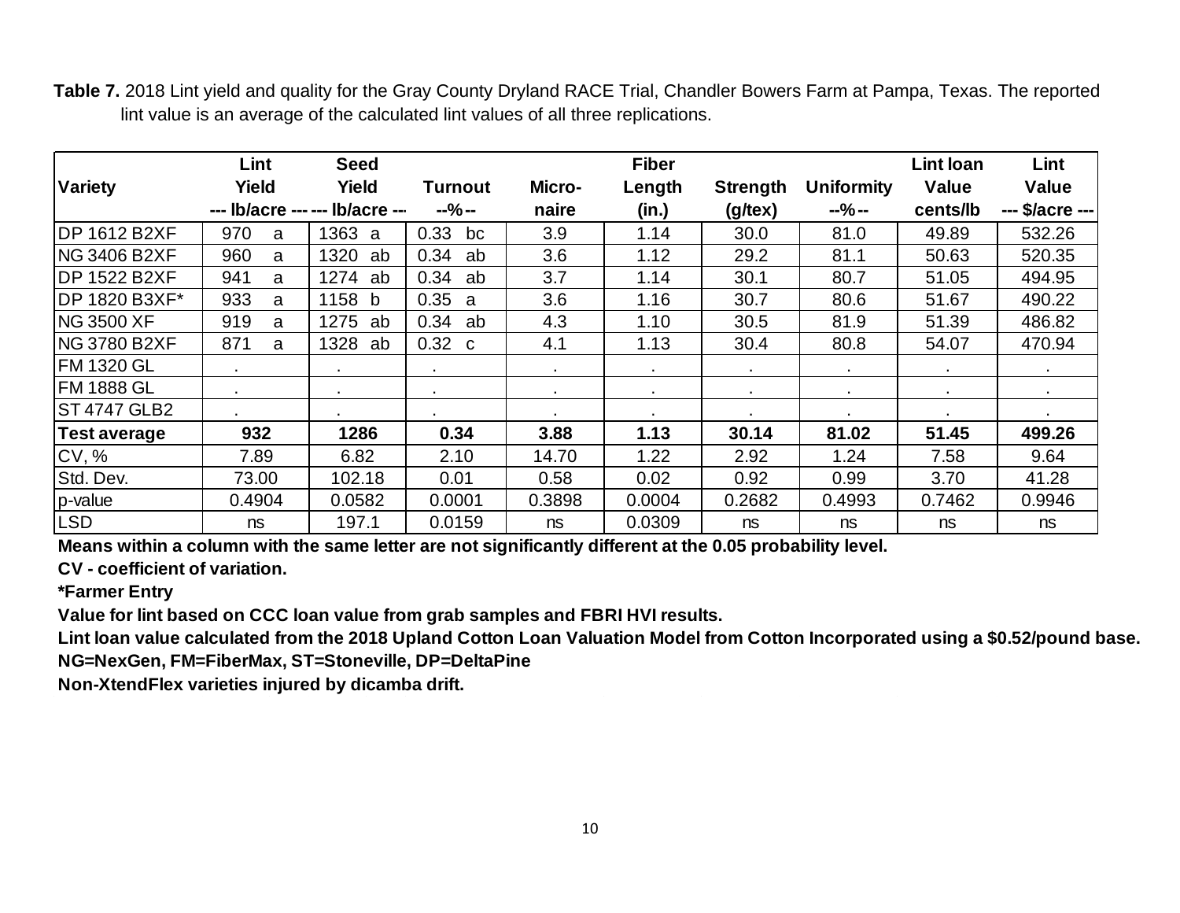**Table 7.** 2018 Lint yield and quality for the Gray County Dryland RACE Trial, Chandler Bowers Farm at Pampa, Texas. The reported lint value is an average of the calculated lint values of all three replications.

| Variety | Lint Yield --- lb/acre --- | Seed Yield --- lb/acre --- | Turnout --%-- | Micro-naire | Fiber Length (in.) | Strength (g/tex) | Uniformity --%-- | Lint loan Value cents/lb | Lint Value --- $/acre --- |
|---|---|---|---|---|---|---|---|---|---|
| DP 1612 B2XF | 970 a | 1363 a | 0.33 bc | 3.9 | 1.14 | 30.0 | 81.0 | 49.89 | 532.26 |
| NG 3406 B2XF | 960 a | 1320 ab | 0.34 ab | 3.6 | 1.12 | 29.2 | 81.1 | 50.63 | 520.35 |
| DP 1522 B2XF | 941 a | 1274 ab | 0.34 ab | 3.7 | 1.14 | 30.1 | 80.7 | 51.05 | 494.95 |
| DP 1820 B3XF* | 933 a | 1158 b | 0.35 a | 3.6 | 1.16 | 30.7 | 80.6 | 51.67 | 490.22 |
| NG 3500 XF | 919 a | 1275 ab | 0.34 ab | 4.3 | 1.10 | 30.5 | 81.9 | 51.39 | 486.82 |
| NG 3780 B2XF | 871 a | 1328 ab | 0.32 c | 4.1 | 1.13 | 30.4 | 80.8 | 54.07 | 470.94 |
| FM 1320 GL | . | . | . | . | . | . | . | . | . |
| FM 1888 GL | . | . | . | . | . | . | . | . | . |
| ST 4747 GLB2 | . | . | . | . | . | . | . | . | . |
| **Test average** | **932** | **1286** | **0.34** | **3.88** | **1.13** | **30.14** | **81.02** | **51.45** | **499.26** |
| CV, % | 7.89 | 6.82 | 2.10 | 14.70 | 1.22 | 2.92 | 1.24 | 7.58 | 9.64 |
| Std. Dev. | 73.00 | 102.18 | 0.01 | 0.58 | 0.02 | 0.92 | 0.99 | 3.70 | 41.28 |
| p-value | 0.4904 | 0.0582 | 0.0001 | 0.3898 | 0.0004 | 0.2682 | 0.4993 | 0.7462 | 0.9946 |
| LSD | ns | 197.1 | 0.0159 | ns | 0.0309 | ns | ns | ns | ns |

**Means within a column with the same letter are not significantly different at the 0.05 probability level.**

**CV - coefficient of variation.**

**\*Farmer Entry**

**Value for lint based on CCC loan value from grab samples and FBRI HVI results.**

**Lint loan value calculated from the 2018 Upland Cotton Loan Valuation Model from Cotton Incorporated using a $0.52/pound base.**

**NG=NexGen, FM=FiberMax, ST=Stoneville, DP=DeltaPine**

**Non-XtendFlex varieties injured by dicamba drift.**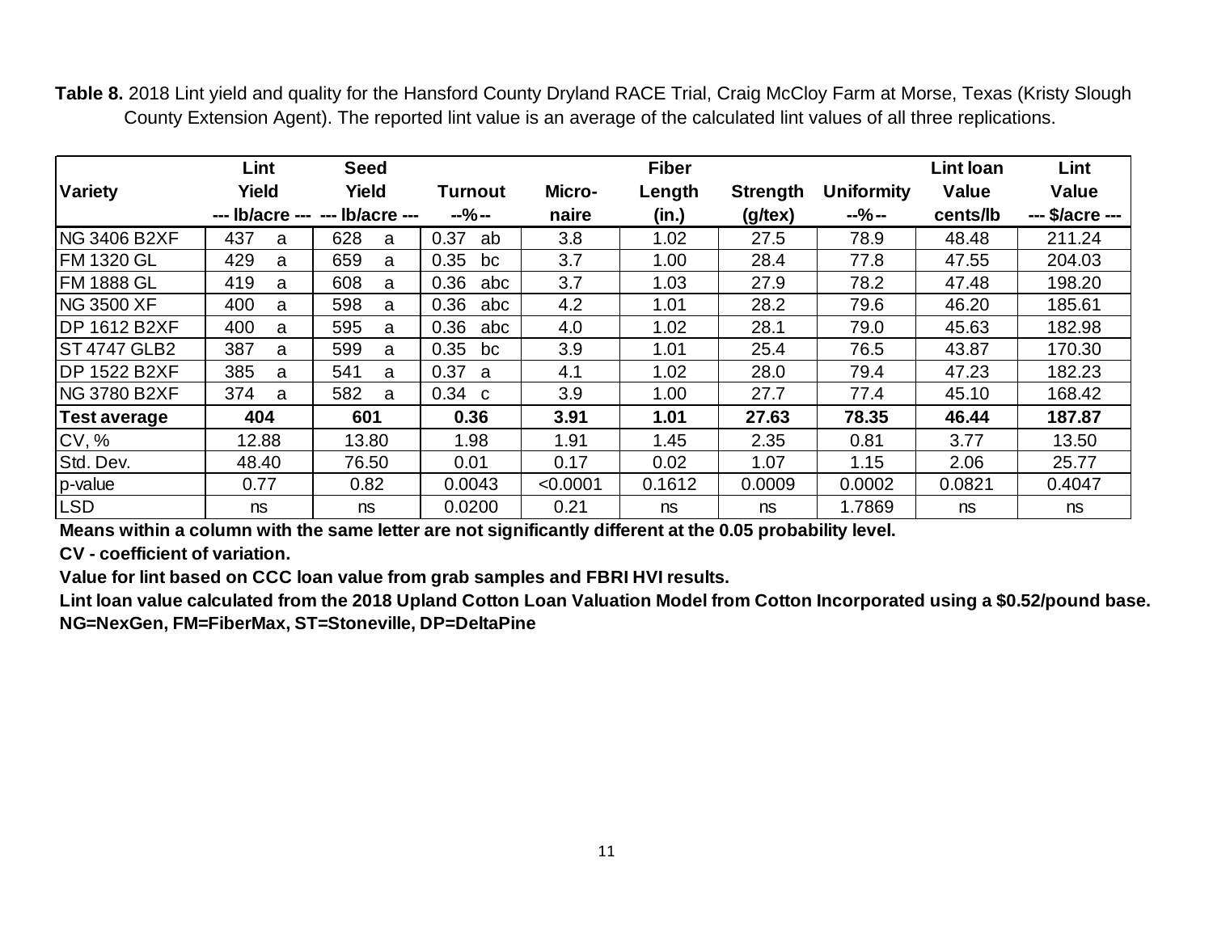**Table 8.** 2018 Lint yield and quality for the Hansford County Dryland RACE Trial, Craig McCloy Farm at Morse, Texas (Kristy Slough County Extension Agent). The reported lint value is an average of the calculated lint values of all three replications.

| Variety | Lint Yield | Seed Yield | Turnout | Micro-naire | Fiber Length | Strength | Uniformity | Lint loan Value | Lint Value |
|---|---|---|---|---|---|---|---|---|---|
| | --- lb/acre --- | --- lb/acre --- | --%-- | | (in.) | (g/tex) | --%-- | cents/lb | --- $/acre --- |
| NG 3406 B2XF | 437 a | 628 a | 0.37 ab | 3.8 | 1.02 | 27.5 | 78.9 | 48.48 | 211.24 |
| FM 1320 GL | 429 a | 659 a | 0.35 bc | 3.7 | 1.00 | 28.4 | 77.8 | 47.55 | 204.03 |
| FM 1888 GL | 419 a | 608 a | 0.36 abc | 3.7 | 1.03 | 27.9 | 78.2 | 47.48 | 198.20 |
| NG 3500 XF | 400 a | 598 a | 0.36 abc | 4.2 | 1.01 | 28.2 | 79.6 | 46.20 | 185.61 |
| DP 1612 B2XF | 400 a | 595 a | 0.36 abc | 4.0 | 1.02 | 28.1 | 79.0 | 45.63 | 182.98 |
| ST 4747 GLB2 | 387 a | 599 a | 0.35 bc | 3.9 | 1.01 | 25.4 | 76.5 | 43.87 | 170.30 |
| DP 1522 B2XF | 385 a | 541 a | 0.37 a | 4.1 | 1.02 | 28.0 | 79.4 | 47.23 | 182.23 |
| NG 3780 B2XF | 374 a | 582 a | 0.34 c | 3.9 | 1.00 | 27.7 | 77.4 | 45.10 | 168.42 |
| **Test average** | **404** | **601** | **0.36** | **3.91** | **1.01** | **27.63** | **78.35** | **46.44** | **187.87** |
| CV, % | 12.88 | 13.80 | 1.98 | 1.91 | 1.45 | 2.35 | 0.81 | 3.77 | 13.50 |
| Std. Dev. | 48.40 | 76.50 | 0.01 | 0.17 | 0.02 | 1.07 | 1.15 | 2.06 | 25.77 |
| p-value | 0.77 | 0.82 | 0.0043 | <0.0001 | 0.1612 | 0.0009 | 0.0002 | 0.0821 | 0.4047 |
| LSD | ns | ns | 0.0200 | 0.21 | ns | ns | 1.7869 | ns | ns |

**Means within a column with the same letter are not significantly different at the 0.05 probability level.**

**CV - coefficient of variation.**

**Value for lint based on CCC loan value from grab samples and FBRI HVI results.**

**Lint loan value calculated from the 2018 Upland Cotton Loan Valuation Model from Cotton Incorporated using a $0.52/pound base.**

**NG=NexGen, FM=FiberMax, ST=Stoneville, DP=DeltaPine**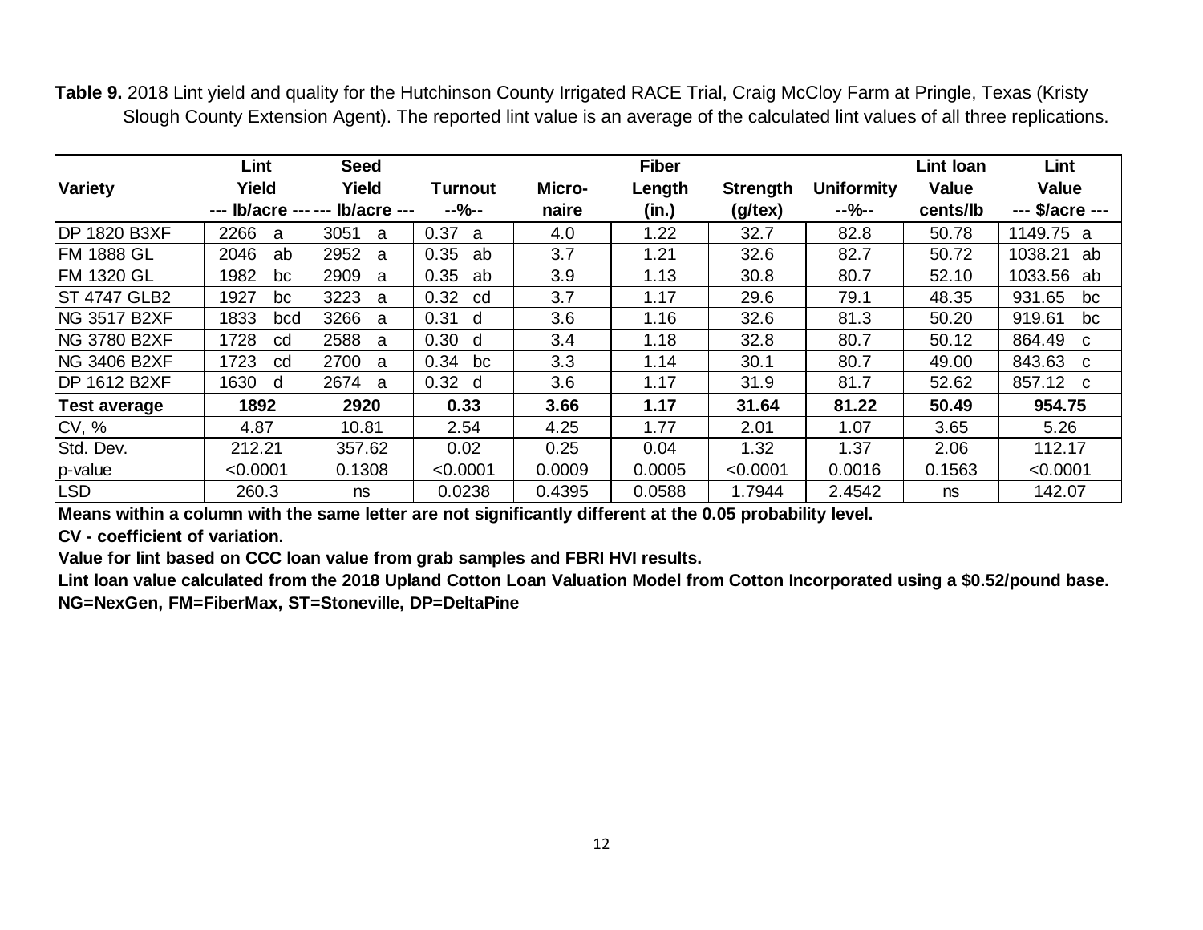**Table 9.** 2018 Lint yield and quality for the Hutchinson County Irrigated RACE Trial, Craig McCloy Farm at Pringle, Texas (Kristy Slough County Extension Agent). The reported lint value is an average of the calculated lint values of all three replications.

| Variety | Lint Yield | Seed Yield | Turnout | Micro-naire | Fiber Length | Strength | Uniformity | Lint loan Value | Lint Value |
|---|---|---|---|---|---|---|---|---|---|
| | --- lb/acre --- | --- lb/acre --- | --%-- | | (in.) | (g/tex) | --%-- | cents/lb | --- $/acre --- |
| DP 1820 B3XF | 2266 a | 3051 a | 0.37 a | 4.0 | 1.22 | 32.7 | 82.8 | 50.78 | 1149.75 a |
| FM 1888 GL | 2046 ab | 2952 a | 0.35 ab | 3.7 | 1.21 | 32.6 | 82.7 | 50.72 | 1038.21 ab |
| FM 1320 GL | 1982 bc | 2909 a | 0.35 ab | 3.9 | 1.13 | 30.8 | 80.7 | 52.10 | 1033.56 ab |
| ST 4747 GLB2 | 1927 bc | 3223 a | 0.32 cd | 3.7 | 1.17 | 29.6 | 79.1 | 48.35 | 931.65 bc |
| NG 3517 B2XF | 1833 bcd | 3266 a | 0.31 d | 3.6 | 1.16 | 32.6 | 81.3 | 50.20 | 919.61 bc |
| NG 3780 B2XF | 1728 cd | 2588 a | 0.30 d | 3.4 | 1.18 | 32.8 | 80.7 | 50.12 | 864.49 c |
| NG 3406 B2XF | 1723 cd | 2700 a | 0.34 bc | 3.3 | 1.14 | 30.1 | 80.7 | 49.00 | 843.63 c |
| DP 1612 B2XF | 1630 d | 2674 a | 0.32 d | 3.6 | 1.17 | 31.9 | 81.7 | 52.62 | 857.12 c |
| **Test average** | **1892** | **2920** | **0.33** | **3.66** | **1.17** | **31.64** | **81.22** | **50.49** | **954.75** |
| CV, % | 4.87 | 10.81 | 2.54 | 4.25 | 1.77 | 2.01 | 1.07 | 3.65 | 5.26 |
| Std. Dev. | 212.21 | 357.62 | 0.02 | 0.25 | 0.04 | 1.32 | 1.37 | 2.06 | 112.17 |
| p-value | <0.0001 | 0.1308 | <0.0001 | 0.0009 | 0.0005 | <0.0001 | 0.0016 | 0.1563 | <0.0001 |
| LSD | 260.3 | ns | 0.0238 | 0.4395 | 0.0588 | 1.7944 | 2.4542 | ns | 142.07 |

**Means within a column with the same letter are not significantly different at the 0.05 probability level.**

**CV - coefficient of variation.**

**Value for lint based on CCC loan value from grab samples and FBRI HVI results.**

**Lint loan value calculated from the 2018 Upland Cotton Loan Valuation Model from Cotton Incorporated using a $0.52/pound base.**

**NG=NexGen, FM=FiberMax, ST=Stoneville, DP=DeltaPine**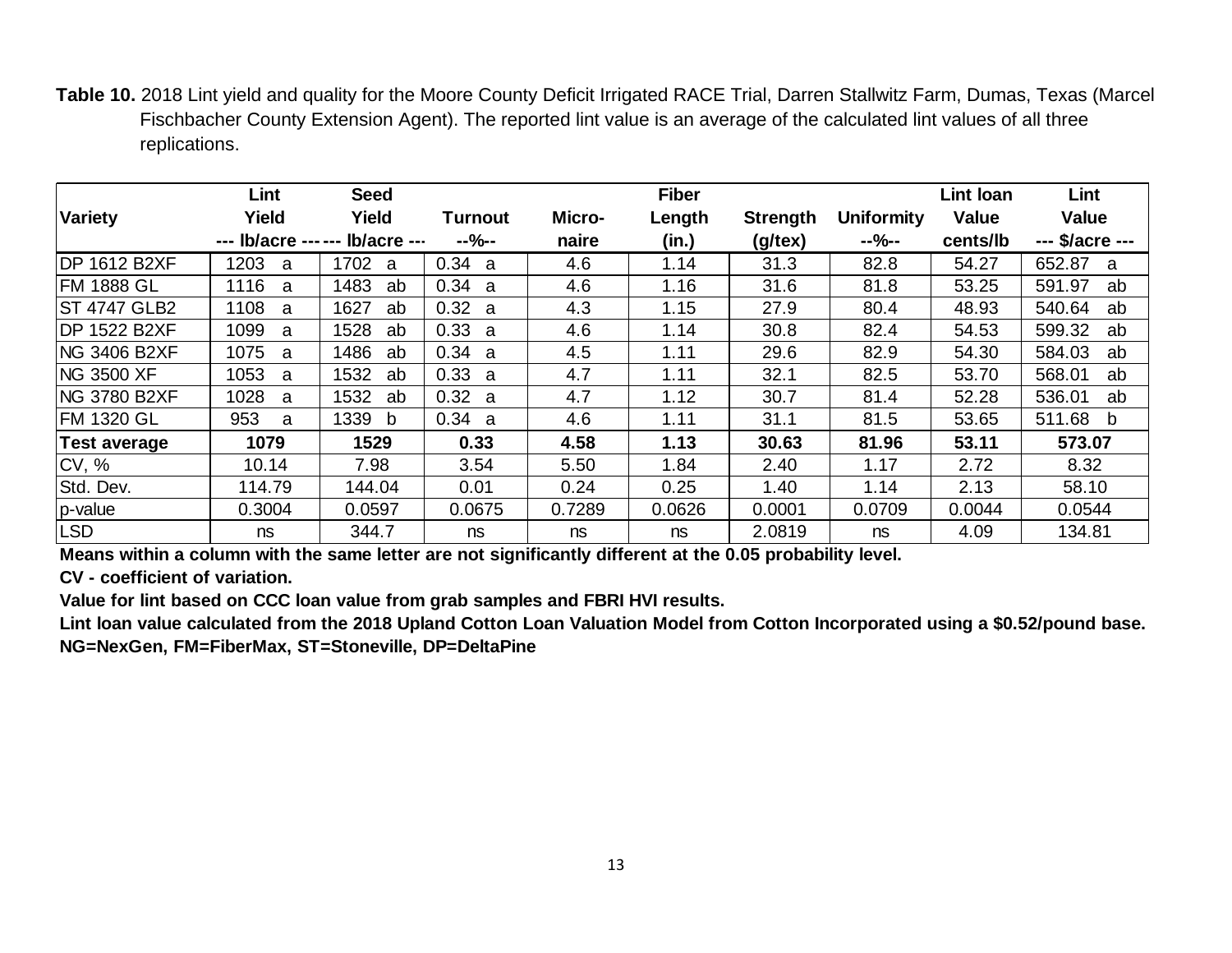**Table 10.** 2018 Lint yield and quality for the Moore County Deficit Irrigated RACE Trial, Darren Stallwitz Farm, Dumas, Texas (Marcel Fischbacher County Extension Agent). The reported lint value is an average of the calculated lint values of all three replications.

| Variety | Lint Yield --- lb/acre --- | Seed Yield --- lb/acre --- | Turnout --%-- | Micro-naire | Fiber Length (in.) | Strength (g/tex) | Uniformity --%-- | Lint loan Value cents/lb | Lint Value --- $/acre --- |
|---|---|---|---|---|---|---|---|---|---|
| DP 1612 B2XF | 1203 a | 1702 a | 0.34 a | 4.6 | 1.14 | 31.3 | 82.8 | 54.27 | 652.87 a |
| FM 1888 GL | 1116 a | 1483 ab | 0.34 a | 4.6 | 1.16 | 31.6 | 81.8 | 53.25 | 591.97 ab |
| ST 4747 GLB2 | 1108 a | 1627 ab | 0.32 a | 4.3 | 1.15 | 27.9 | 80.4 | 48.93 | 540.64 ab |
| DP 1522 B2XF | 1099 a | 1528 ab | 0.33 a | 4.6 | 1.14 | 30.8 | 82.4 | 54.53 | 599.32 ab |
| NG 3406 B2XF | 1075 a | 1486 ab | 0.34 a | 4.5 | 1.11 | 29.6 | 82.9 | 54.30 | 584.03 ab |
| NG 3500 XF | 1053 a | 1532 ab | 0.33 a | 4.7 | 1.11 | 32.1 | 82.5 | 53.70 | 568.01 ab |
| NG 3780 B2XF | 1028 a | 1532 ab | 0.32 a | 4.7 | 1.12 | 30.7 | 81.4 | 52.28 | 536.01 ab |
| FM 1320 GL | 953 a | 1339 b | 0.34 a | 4.6 | 1.11 | 31.1 | 81.5 | 53.65 | 511.68 b |
| **Test average** | **1079** | **1529** | **0.33** | **4.58** | **1.13** | **30.63** | **81.96** | **53.11** | **573.07** |
| CV, % | 10.14 | 7.98 | 3.54 | 5.50 | 1.84 | 2.40 | 1.17 | 2.72 | 8.32 |
| Std. Dev. | 114.79 | 144.04 | 0.01 | 0.24 | 0.25 | 1.40 | 1.14 | 2.13 | 58.10 |
| p-value | 0.3004 | 0.0597 | 0.0675 | 0.7289 | 0.0626 | 0.0001 | 0.0709 | 0.0044 | 0.0544 |
| LSD | ns | 344.7 | ns | ns | ns | 2.0819 | ns | 4.09 | 134.81 |

**Means within a column with the same letter are not significantly different at the 0.05 probability level.**

**CV - coefficient of variation.**

**Value for lint based on CCC loan value from grab samples and FBRI HVI results.**

**Lint loan value calculated from the 2018 Upland Cotton Loan Valuation Model from Cotton Incorporated using a $0.52/pound base.**

**NG=NexGen, FM=FiberMax, ST=Stoneville, DP=DeltaPine**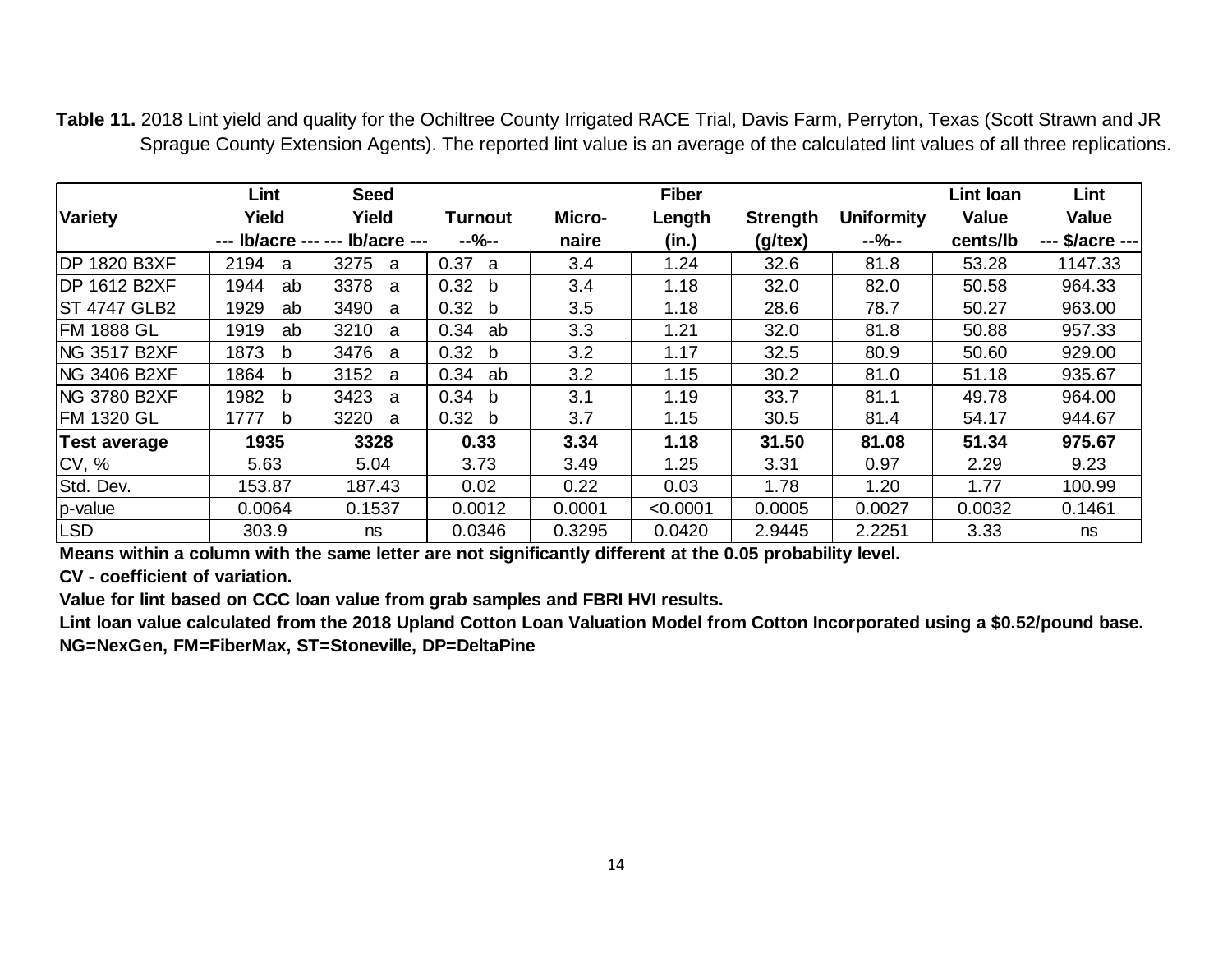**Table 11.** 2018 Lint yield and quality for the Ochiltree County Irrigated RACE Trial, Davis Farm, Perryton, Texas (Scott Strawn and JR Sprague County Extension Agents). The reported lint value is an average of the calculated lint values of all three replications.

| Variety | Lint Yield | Seed Yield | Turnout | Micro-naire | Fiber Length | Strength | Uniformity | Lint loan Value | Lint Value |
|---|---|---|---|---|---|---|---|---|---|
| | --- lb/acre --- | --- lb/acre --- | --%-- | | (in.) | (g/tex) | --%-- | cents/lb | --- $/acre --- |
| DP 1820 B3XF | 2194 a | 3275 a | 0.37 a | 3.4 | 1.24 | 32.6 | 81.8 | 53.28 | 1147.33 |
| DP 1612 B2XF | 1944 ab | 3378 a | 0.32 b | 3.4 | 1.18 | 32.0 | 82.0 | 50.58 | 964.33 |
| ST 4747 GLB2 | 1929 ab | 3490 a | 0.32 b | 3.5 | 1.18 | 28.6 | 78.7 | 50.27 | 963.00 |
| FM 1888 GL | 1919 ab | 3210 a | 0.34 ab | 3.3 | 1.21 | 32.0 | 81.8 | 50.88 | 957.33 |
| NG 3517 B2XF | 1873 b | 3476 a | 0.32 b | 3.2 | 1.17 | 32.5 | 80.9 | 50.60 | 929.00 |
| NG 3406 B2XF | 1864 b | 3152 a | 0.34 ab | 3.2 | 1.15 | 30.2 | 81.0 | 51.18 | 935.67 |
| NG 3780 B2XF | 1982 b | 3423 a | 0.34 b | 3.1 | 1.19 | 33.7 | 81.1 | 49.78 | 964.00 |
| FM 1320 GL | 1777 b | 3220 a | 0.32 b | 3.7 | 1.15 | 30.5 | 81.4 | 54.17 | 944.67 |
| **Test average** | **1935** | **3328** | **0.33** | **3.34** | **1.18** | **31.50** | **81.08** | **51.34** | **975.67** |
| CV, % | 5.63 | 5.04 | 3.73 | 3.49 | 1.25 | 3.31 | 0.97 | 2.29 | 9.23 |
| Std. Dev. | 153.87 | 187.43 | 0.02 | 0.22 | 0.03 | 1.78 | 1.20 | 1.77 | 100.99 |
| p-value | 0.0064 | 0.1537 | 0.0012 | 0.0001 | <0.0001 | 0.0005 | 0.0027 | 0.0032 | 0.1461 |
| LSD | 303.9 | ns | 0.0346 | 0.3295 | 0.0420 | 2.9445 | 2.2251 | 3.33 | ns |

**Means within a column with the same letter are not significantly different at the 0.05 probability level.**

**CV - coefficient of variation.**

**Value for lint based on CCC loan value from grab samples and FBRI HVI results.**

**Lint loan value calculated from the 2018 Upland Cotton Loan Valuation Model from Cotton Incorporated using a $0.52/pound base.**

**NG=NexGen, FM=FiberMax, ST=Stoneville, DP=DeltaPine**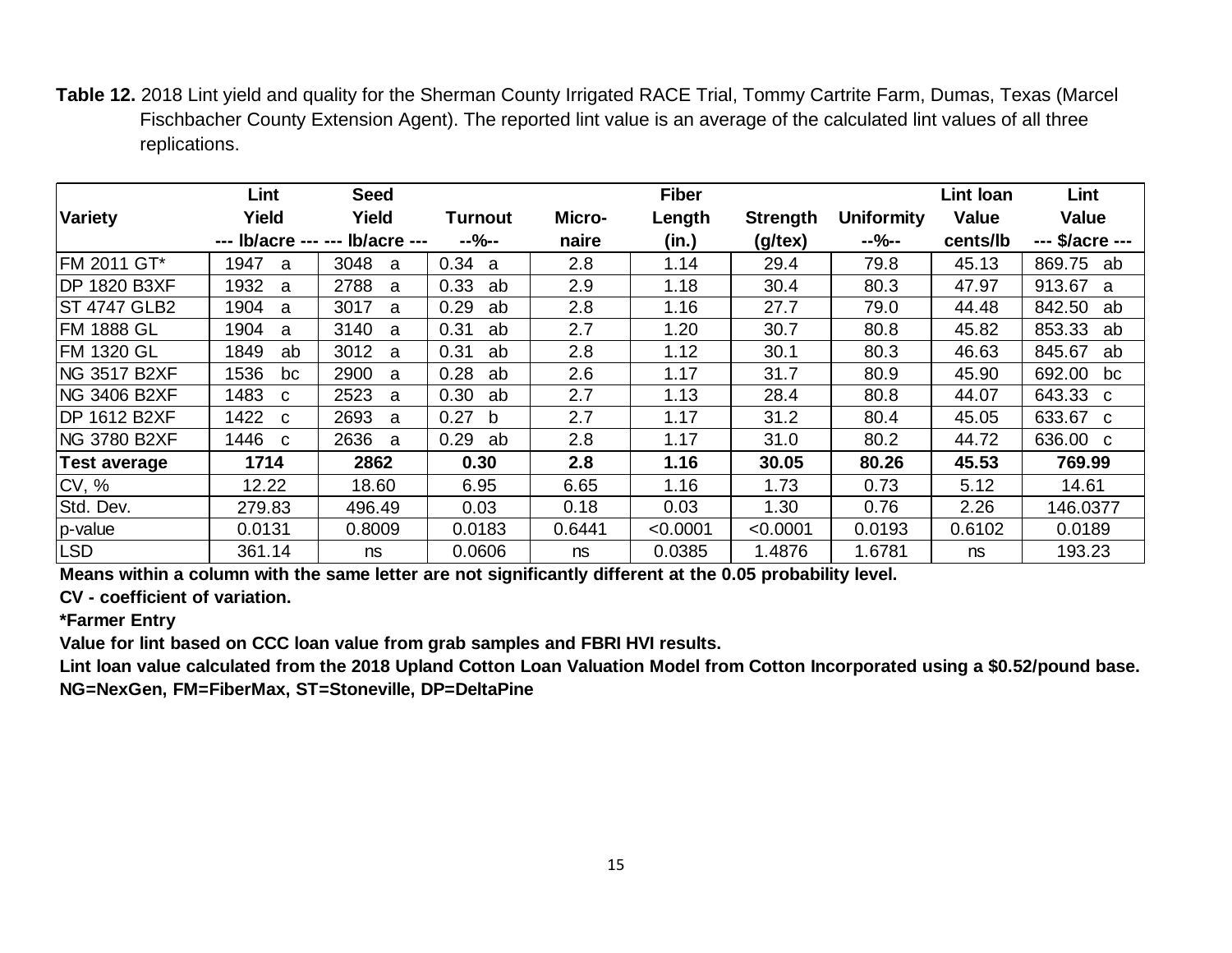**Table 12.** 2018 Lint yield and quality for the Sherman County Irrigated RACE Trial, Tommy Cartrite Farm, Dumas, Texas (Marcel Fischbacher County Extension Agent). The reported lint value is an average of the calculated lint values of all three replications.

| Variety | Lint Yield | Seed Yield | Turnout | Micro-naire | Fiber Length | Strength | Uniformity | Lint loan Value | Lint Value |
|---|---|---|---|---|---|---|---|---|---|
| | --- lb/acre --- | --- lb/acre --- | --%-- | | (in.) | (g/tex) | --%-- | cents/lb | --- $/acre --- |
| FM 2011 GT* | 1947 a | 3048 a | 0.34 a | 2.8 | 1.14 | 29.4 | 79.8 | 45.13 | 869.75 ab |
| DP 1820 B3XF | 1932 a | 2788 a | 0.33 ab | 2.9 | 1.18 | 30.4 | 80.3 | 47.97 | 913.67 a |
| ST 4747 GLB2 | 1904 a | 3017 a | 0.29 ab | 2.8 | 1.16 | 27.7 | 79.0 | 44.48 | 842.50 ab |
| FM 1888 GL | 1904 a | 3140 a | 0.31 ab | 2.7 | 1.20 | 30.7 | 80.8 | 45.82 | 853.33 ab |
| FM 1320 GL | 1849 ab | 3012 a | 0.31 ab | 2.8 | 1.12 | 30.1 | 80.3 | 46.63 | 845.67 ab |
| NG 3517 B2XF | 1536 bc | 2900 a | 0.28 ab | 2.6 | 1.17 | 31.7 | 80.9 | 45.90 | 692.00 bc |
| NG 3406 B2XF | 1483 c | 2523 a | 0.30 ab | 2.7 | 1.13 | 28.4 | 80.8 | 44.07 | 643.33 c |
| DP 1612 B2XF | 1422 c | 2693 a | 0.27 b | 2.7 | 1.17 | 31.2 | 80.4 | 45.05 | 633.67 c |
| NG 3780 B2XF | 1446 c | 2636 a | 0.29 ab | 2.8 | 1.17 | 31.0 | 80.2 | 44.72 | 636.00 c |
| **Test average** | **1714** | **2862** | **0.30** | **2.8** | **1.16** | **30.05** | **80.26** | **45.53** | **769.99** |
| CV, % | 12.22 | 18.60 | 6.95 | 6.65 | 1.16 | 1.73 | 0.73 | 5.12 | 14.61 |
| Std. Dev. | 279.83 | 496.49 | 0.03 | 0.18 | 0.03 | 1.30 | 0.76 | 2.26 | 146.0377 |
| p-value | 0.0131 | 0.8009 | 0.0183 | 0.6441 | <0.0001 | <0.0001 | 0.0193 | 0.6102 | 0.0189 |
| LSD | 361.14 | ns | 0.0606 | ns | 0.0385 | 1.4876 | 1.6781 | ns | 193.23 |

**Means within a column with the same letter are not significantly different at the 0.05 probability level.**

**CV - coefficient of variation.**

**\*Farmer Entry**

**Value for lint based on CCC loan value from grab samples and FBRI HVI results.**

**Lint loan value calculated from the 2018 Upland Cotton Loan Valuation Model from Cotton Incorporated using a $0.52/pound base.**

**NG=NexGen, FM=FiberMax, ST=Stoneville, DP=DeltaPine**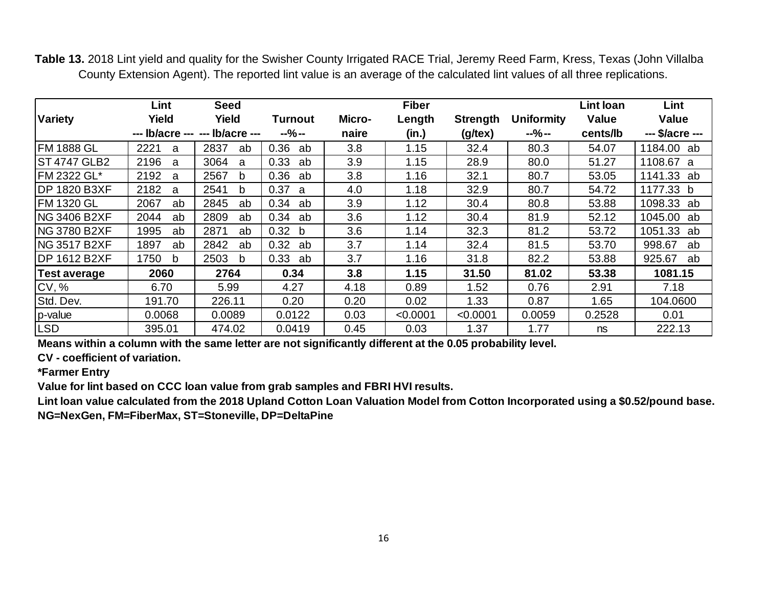**Table 13.** 2018 Lint yield and quality for the Swisher County Irrigated RACE Trial, Jeremy Reed Farm, Kress, Texas (John Villalba County Extension Agent). The reported lint value is an average of the calculated lint values of all three replications.

| Variety | Lint Yield --- lb/acre --- | Seed Yield --- lb/acre --- | Turnout --%-- | Micro-naire | Fiber Length (in.) | Strength (g/tex) | Uniformity --%-- | Lint loan Value cents/lb | Lint Value --- $/acre --- |
|---|---|---|---|---|---|---|---|---|---|
| FM 1888 GL | 2221 a | 2837 ab | 0.36 ab | 3.8 | 1.15 | 32.4 | 80.3 | 54.07 | 1184.00 ab |
| ST 4747 GLB2 | 2196 a | 3064 a | 0.33 ab | 3.9 | 1.15 | 28.9 | 80.0 | 51.27 | 1108.67 a |
| FM 2322 GL* | 2192 a | 2567 b | 0.36 ab | 3.8 | 1.16 | 32.1 | 80.7 | 53.05 | 1141.33 ab |
| DP 1820 B3XF | 2182 a | 2541 b | 0.37 a | 4.0 | 1.18 | 32.9 | 80.7 | 54.72 | 1177.33 b |
| FM 1320 GL | 2067 ab | 2845 ab | 0.34 ab | 3.9 | 1.12 | 30.4 | 80.8 | 53.88 | 1098.33 ab |
| NG 3406 B2XF | 2044 ab | 2809 ab | 0.34 ab | 3.6 | 1.12 | 30.4 | 81.9 | 52.12 | 1045.00 ab |
| NG 3780 B2XF | 1995 ab | 2871 ab | 0.32 b | 3.6 | 1.14 | 32.3 | 81.2 | 53.72 | 1051.33 ab |
| NG 3517 B2XF | 1897 ab | 2842 ab | 0.32 ab | 3.7 | 1.14 | 32.4 | 81.5 | 53.70 | 998.67 ab |
| DP 1612 B2XF | 1750 b | 2503 b | 0.33 ab | 3.7 | 1.16 | 31.8 | 82.2 | 53.88 | 925.67 ab |
| **Test average** | **2060** | **2764** | **0.34** | **3.8** | **1.15** | **31.50** | **81.02** | **53.38** | **1081.15** |
| CV, % | 6.70 | 5.99 | 4.27 | 4.18 | 0.89 | 1.52 | 0.76 | 2.91 | 7.18 |
| Std. Dev. | 191.70 | 226.11 | 0.20 | 0.20 | 0.02 | 1.33 | 0.87 | 1.65 | 104.0600 |
| p-value | 0.0068 | 0.0089 | 0.0122 | 0.03 | <0.0001 | <0.0001 | 0.0059 | 0.2528 | 0.01 |
| LSD | 395.01 | 474.02 | 0.0419 | 0.45 | 0.03 | 1.37 | 1.77 | ns | 222.13 |

**Means within a column with the same letter are not significantly different at the 0.05 probability level.**

**CV - coefficient of variation.**

***Farmer Entry**

**Value for lint based on CCC loan value from grab samples and FBRI HVI results.**

**Lint loan value calculated from the 2018 Upland Cotton Loan Valuation Model from Cotton Incorporated using a $0.52/pound base.**

**NG=NexGen, FM=FiberMax, ST=Stoneville, DP=DeltaPine**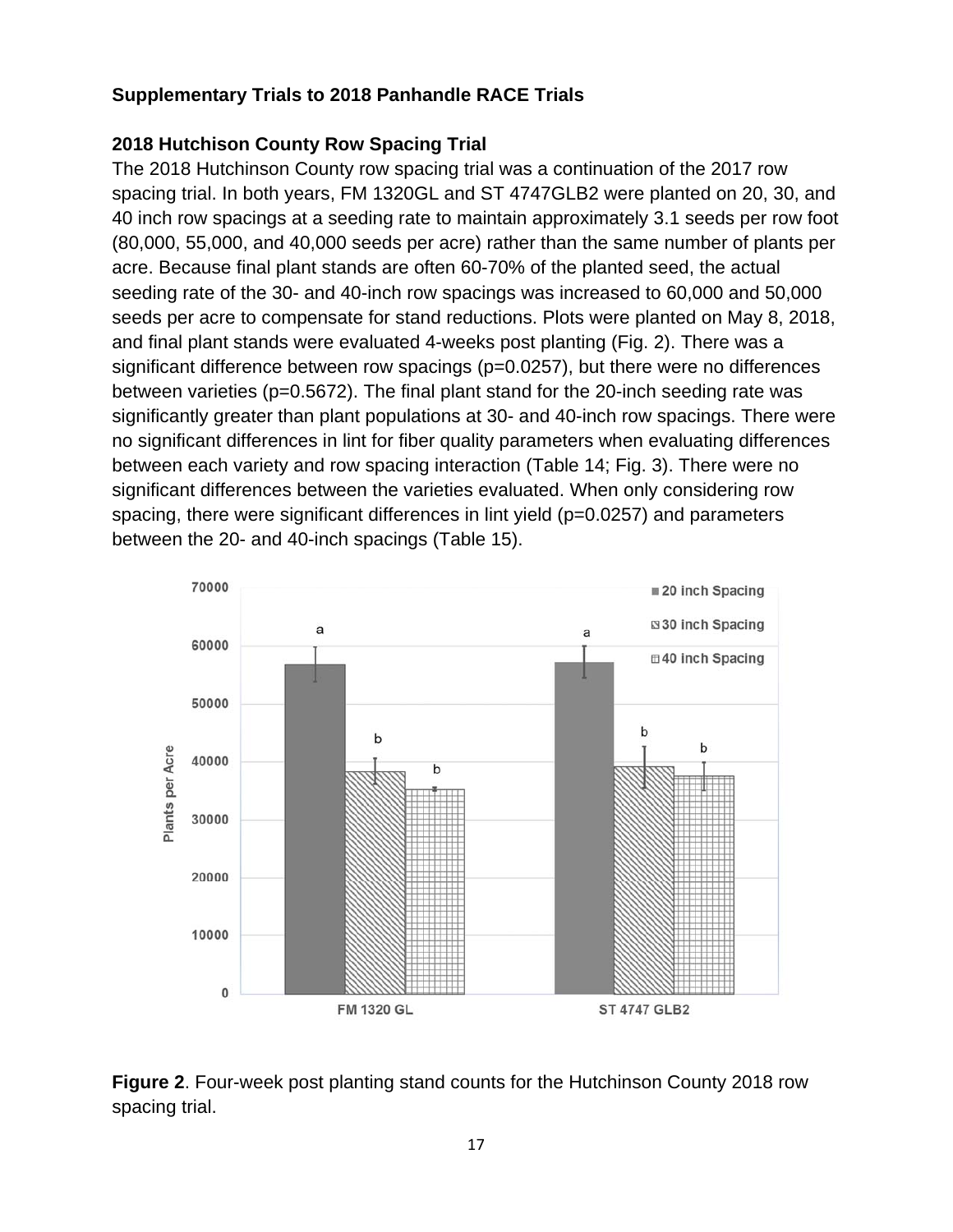**Supplementary Trials to 2018 Panhandle RACE Trials**

**2018 Hutchison County Row Spacing Trial**

The 2018 Hutchinson County row spacing trial was a continuation of the 2017 row spacing trial. In both years, FM 1320GL and ST 4747GLB2 were planted on 20, 30, and 40 inch row spacings at a seeding rate to maintain approximately 3.1 seeds per row foot (80,000, 55,000, and 40,000 seeds per acre) rather than the same number of plants per acre. Because final plant stands are often 60-70% of the planted seed, the actual seeding rate of the 30- and 40-inch row spacings was increased to 60,000 and 50,000 seeds per acre to compensate for stand reductions. Plots were planted on May 8, 2018, and final plant stands were evaluated 4-weeks post planting (Fig. 2). There was a significant difference between row spacings (p=0.0257), but there were no differences between varieties (p=0.5672). The final plant stand for the 20-inch seeding rate was significantly greater than plant populations at 30- and 40-inch row spacings. There were no significant differences in lint for fiber quality parameters when evaluating differences between each variety and row spacing interaction (Table 14; Fig. 3). There were no significant differences between the varieties evaluated. When only considering row spacing, there were significant differences in lint yield (p=0.0257) and parameters between the 20- and 40-inch spacings (Table 15).

**Figure 2**. Four-week post planting stand counts for the Hutchinson County 2018 row spacing trial.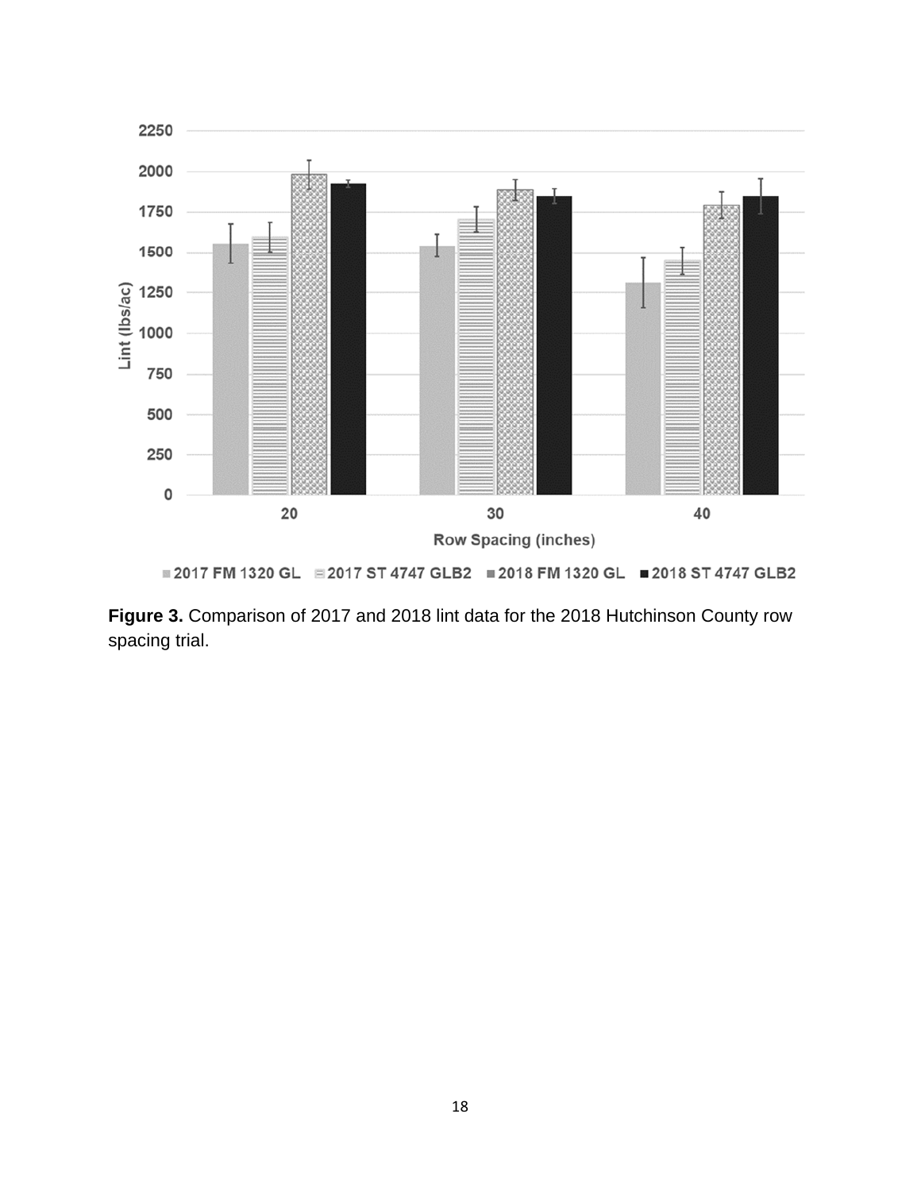**Figure 3.** Comparison of 2017 and 2018 lint data for the 2018 Hutchinson County row spacing trial.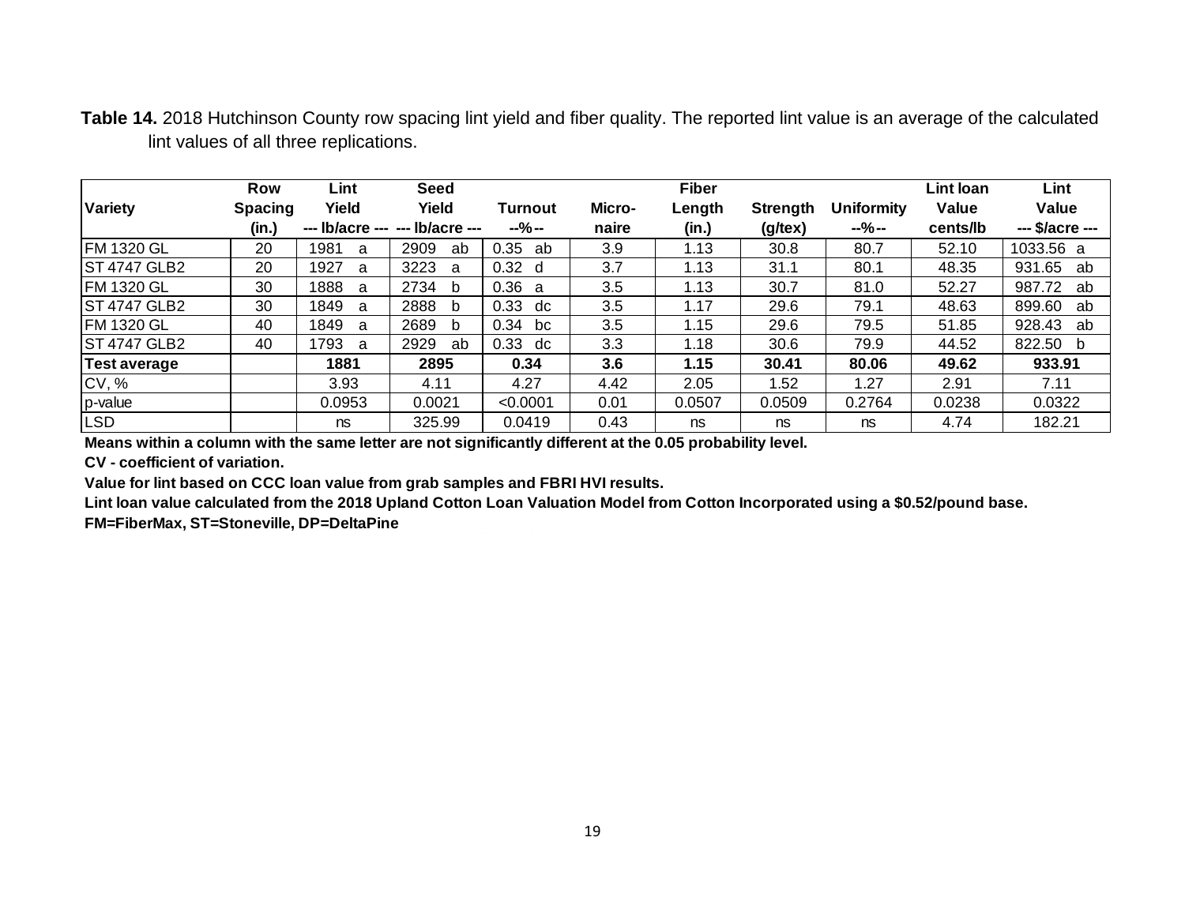**Table 14.** 2018 Hutchinson County row spacing lint yield and fiber quality. The reported lint value is an average of the calculated lint values of all three replications.

| Variety | Row Spacing (in.) | Lint Yield --- lb/acre --- | Seed Yield --- lb/acre --- | Turnout --%-- | Micro-naire | Fiber Length (in.) | Strength (g/tex) | Uniformity --%-- | Lint loan Value cents/lb | Lint Value --- $/acre --- |
|---|---|---|---|---|---|---|---|---|---|---|
| FM 1320 GL | 20 | 1981 a | 2909 ab | 0.35 ab | 3.9 | 1.13 | 30.8 | 80.7 | 52.10 | 1033.56 a |
| ST 4747 GLB2 | 20 | 1927 a | 3223 a | 0.32 d | 3.7 | 1.13 | 31.1 | 80.1 | 48.35 | 931.65 ab |
| FM 1320 GL | 30 | 1888 a | 2734 b | 0.36 a | 3.5 | 1.13 | 30.7 | 81.0 | 52.27 | 987.72 ab |
| ST 4747 GLB2 | 30 | 1849 a | 2888 b | 0.33 dc | 3.5 | 1.17 | 29.6 | 79.1 | 48.63 | 899.60 ab |
| FM 1320 GL | 40 | 1849 a | 2689 b | 0.34 bc | 3.5 | 1.15 | 29.6 | 79.5 | 51.85 | 928.43 ab |
| ST 4747 GLB2 | 40 | 1793 a | 2929 ab | 0.33 dc | 3.3 | 1.18 | 30.6 | 79.9 | 44.52 | 822.50 b |
| **Test average** | | **1881** | **2895** | **0.34** | **3.6** | **1.15** | **30.41** | **80.06** | **49.62** | **933.91** |
| CV, % | | 3.93 | 4.11 | 4.27 | 4.42 | 2.05 | 1.52 | 1.27 | 2.91 | 7.11 |
| p-value | | 0.0953 | 0.0021 | <0.0001 | 0.01 | 0.0507 | 0.0509 | 0.2764 | 0.0238 | 0.0322 |
| LSD | | ns | 325.99 | 0.0419 | 0.43 | ns | ns | ns | 4.74 | 182.21 |

**Means within a column with the same letter are not significantly different at the 0.05 probability level.**

**CV - coefficient of variation.**

**Value for lint based on CCC loan value from grab samples and FBRI HVI results.**

**Lint loan value calculated from the 2018 Upland Cotton Loan Valuation Model from Cotton Incorporated using a $0.52/pound base.**

**FM=FiberMax, ST=Stoneville, DP=DeltaPine**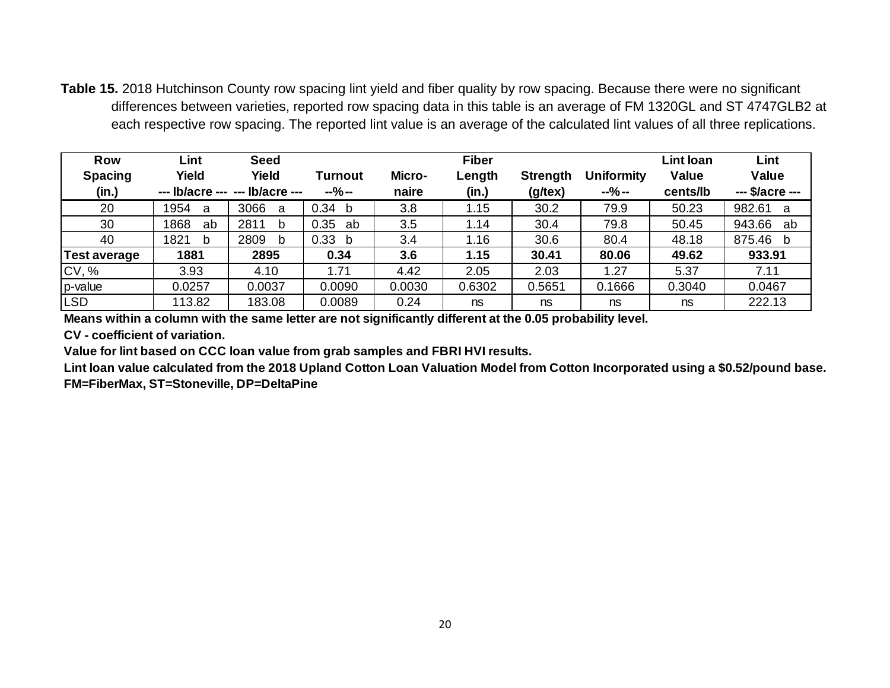**Table 15.** 2018 Hutchinson County row spacing lint yield and fiber quality by row spacing. Because there were no significant differences between varieties, reported row spacing data in this table is an average of FM 1320GL and ST 4747GLB2 at each respective row spacing. The reported lint value is an average of the calculated lint values of all three replications.

| Row Spacing (in.) | Lint Yield --- lb/acre --- | Seed Yield --- lb/acre --- | Turnout --%-- | Micro-naire | Fiber Length (in.) | Strength (g/tex) | Uniformity --%-- | Lint loan Value cents/lb | Lint Value --- $/acre --- |
|---|---|---|---|---|---|---|---|---|---|
| 20 | 1954 a | 3066 a | 0.34 b | 3.8 | 1.15 | 30.2 | 79.9 | 50.23 | 982.61 a |
| 30 | 1868 ab | 2811 b | 0.35 ab | 3.5 | 1.14 | 30.4 | 79.8 | 50.45 | 943.66 ab |
| 40 | 1821 b | 2809 b | 0.33 b | 3.4 | 1.16 | 30.6 | 80.4 | 48.18 | 875.46 b |
| **Test average** | **1881** | **2895** | **0.34** | **3.6** | **1.15** | **30.41** | **80.06** | **49.62** | **933.91** |
| CV, % | 3.93 | 4.10 | 1.71 | 4.42 | 2.05 | 2.03 | 1.27 | 5.37 | 7.11 |
| p-value | 0.0257 | 0.0037 | 0.0090 | 0.0030 | 0.6302 | 0.5651 | 0.1666 | 0.3040 | 0.0467 |
| LSD | 113.82 | 183.08 | 0.0089 | 0.24 | ns | ns | ns | ns | 222.13 |

**Means within a column with the same letter are not significantly different at the 0.05 probability level.**

**CV - coefficient of variation.**

**Value for lint based on CCC loan value from grab samples and FBRI HVI results.**

**Lint loan value calculated from the 2018 Upland Cotton Loan Valuation Model from Cotton Incorporated using a $0.52/pound base.**

**FM=FiberMax, ST=Stoneville, DP=DeltaPine**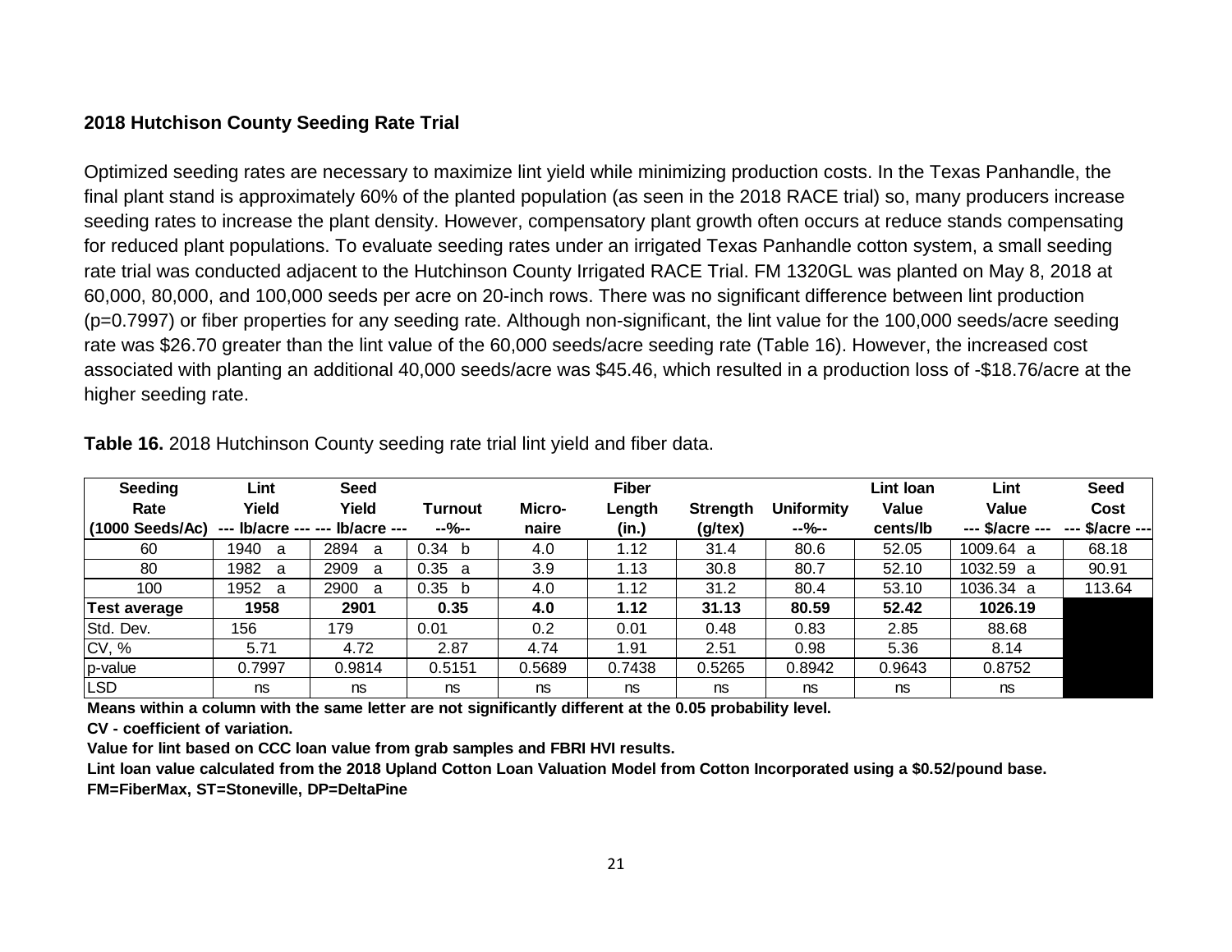### 2018 Hutchison County Seeding Rate Trial

Optimized seeding rates are necessary to maximize lint yield while minimizing production costs. In the Texas Panhandle, the final plant stand is approximately 60% of the planted population (as seen in the 2018 RACE trial) so, many producers increase seeding rates to increase the plant density. However, compensatory plant growth often occurs at reduce stands compensating for reduced plant populations. To evaluate seeding rates under an irrigated Texas Panhandle cotton system, a small seeding rate trial was conducted adjacent to the Hutchinson County Irrigated RACE Trial. FM 1320GL was planted on May 8, 2018 at 60,000, 80,000, and 100,000 seeds per acre on 20-inch rows. There was no significant difference between lint production (p=0.7997) or fiber properties for any seeding rate. Although non-significant, the lint value for the 100,000 seeds/acre seeding rate was $26.70 greater than the lint value of the 60,000 seeds/acre seeding rate (Table 16). However, the increased cost associated with planting an additional 40,000 seeds/acre was $45.46, which resulted in a production loss of -$18.76/acre at the higher seeding rate.

**Table 16.** 2018 Hutchinson County seeding rate trial lint yield and fiber data.

| Seeding Rate (1000 Seeds/Ac) | Lint Yield --- lb/acre --- | Seed Yield --- lb/acre --- | Turnout --%-- | Micro-naire | Fiber Length (in.) | Strength (g/tex) | Uniformity --%-- | Lint loan Value cents/lb | Lint Value --- $/acre --- | Seed Cost --- $/acre --- |
|---|---|---|---|---|---|---|---|---|---|---|
| 60 | 1940 a | 2894 a | 0.34 b | 4.0 | 1.12 | 31.4 | 80.6 | 52.05 | 1009.64 a | 68.18 |
| 80 | 1982 a | 2909 a | 0.35 a | 3.9 | 1.13 | 30.8 | 80.7 | 52.10 | 1032.59 a | 90.91 |
| 100 | 1952 a | 2900 a | 0.35 b | 4.0 | 1.12 | 31.2 | 80.4 | 53.10 | 1036.34 a | 113.64 |
| **Test average** | **1958** | **2901** | **0.35** | **4.0** | **1.12** | **31.13** | **80.59** | **52.42** | **1026.19** | |
| Std. Dev. | 156 | 179 | 0.01 | 0.2 | 0.01 | 0.48 | 0.83 | 2.85 | 88.68 | |
| CV, % | 5.71 | 4.72 | 2.87 | 4.74 | 1.91 | 2.51 | 0.98 | 5.36 | 8.14 | |
| p-value | 0.7997 | 0.9814 | 0.5151 | 0.5689 | 0.7438 | 0.5265 | 0.8942 | 0.9643 | 0.8752 | |
| LSD | ns | ns | ns | ns | ns | ns | ns | ns | ns | |

**Means within a column with the same letter are not significantly different at the 0.05 probability level.**

**CV - coefficient of variation.**

**Value for lint based on CCC loan value from grab samples and FBRI HVI results.**

**Lint loan value calculated from the 2018 Upland Cotton Loan Valuation Model from Cotton Incorporated using a $0.52/pound base.**

**FM=FiberMax, ST=Stoneville, DP=DeltaPine**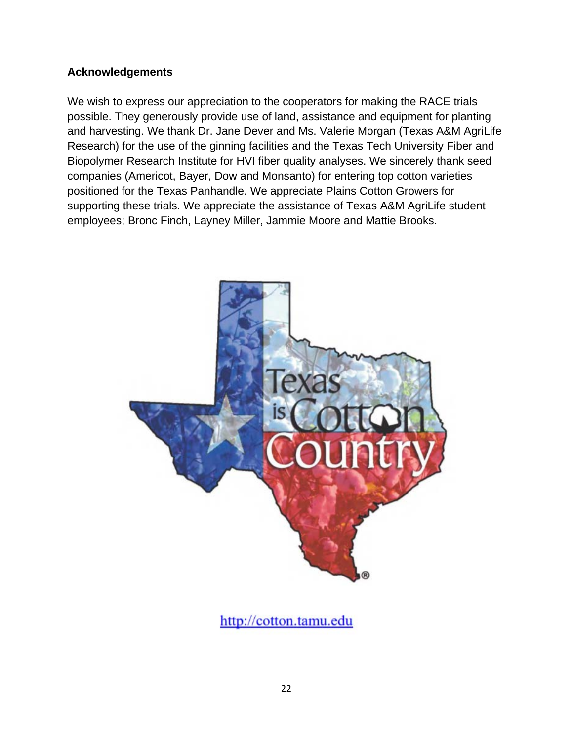## Acknowledgements

We wish to express our appreciation to the cooperators for making the RACE trials possible. They generously provide use of land, assistance and equipment for planting and harvesting. We thank Dr. Jane Dever and Ms. Valerie Morgan (Texas A&M AgriLife Research) for the use of the ginning facilities and the Texas Tech University Fiber and Biopolymer Research Institute for HVI fiber quality analyses. We sincerely thank seed companies (Americot, Bayer, Dow and Monsanto) for entering top cotton varieties positioned for the Texas Panhandle. We appreciate Plains Cotton Growers for supporting these trials. We appreciate the assistance of Texas A&M AgriLife student employees; Bronc Finch, Layney Miller, Jammie Moore and Mattie Brooks.

Texas is Cotton Country®

http://cotton.tamu.edu